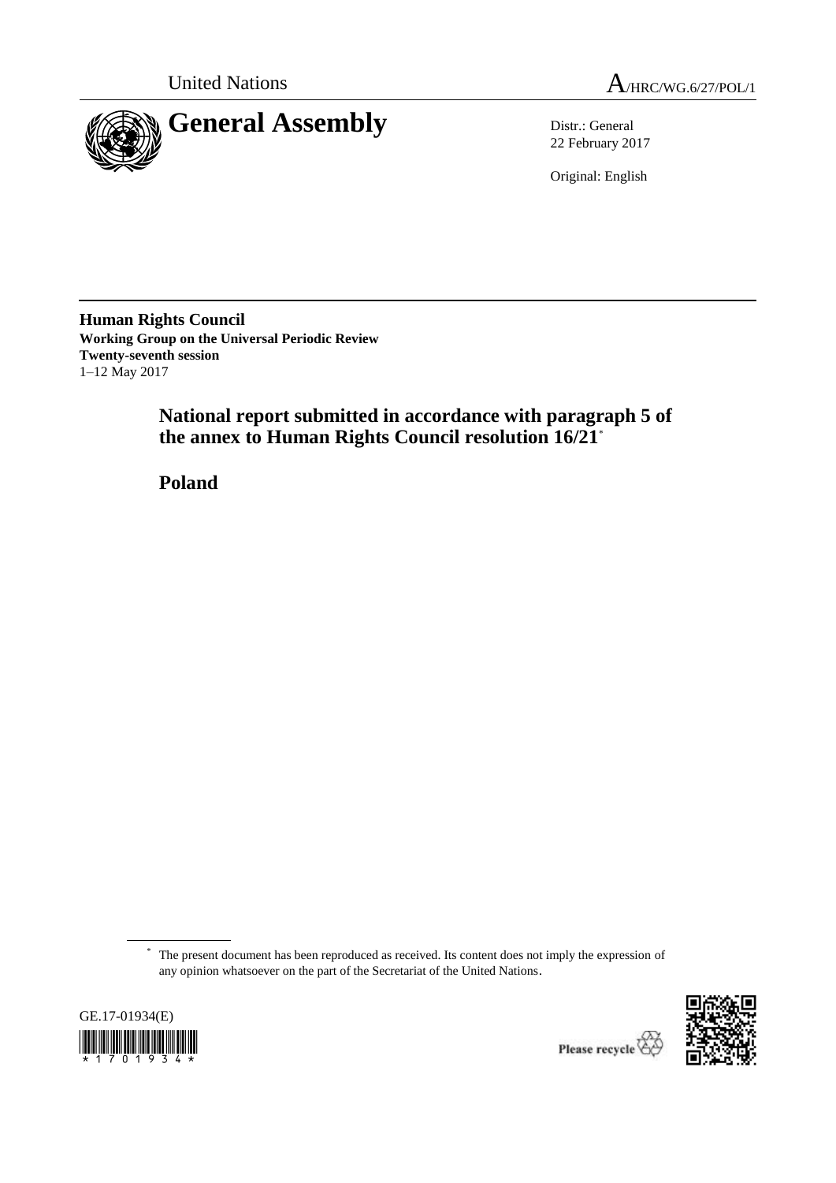United Nations

A/HRC/WG.6/27/POL/1

# General Assembly

Distr.: General
22 February 2017

Original: English

**Human Rights Council**
**Working Group on the Universal Periodic Review**
**Twenty-seventh session**
1–12 May 2017

## National report submitted in accordance with paragraph 5 of the annex to Human Rights Council resolution 16/21*

## Poland

\* The present document has been reproduced as received. Its content does not imply the expression of any opinion whatsoever on the part of the Secretariat of the United Nations.

GE.17-01934(E)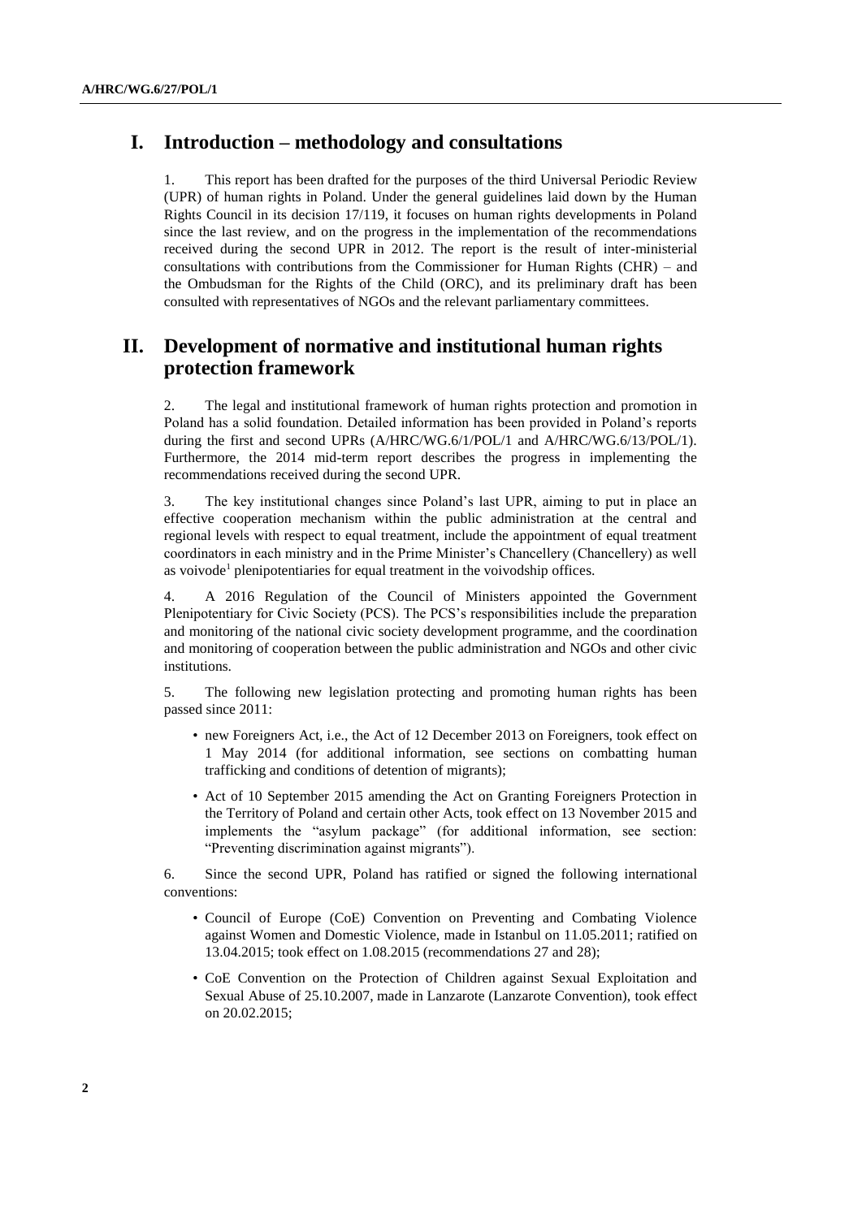## I. Introduction – methodology and consultations

1. This report has been drafted for the purposes of the third Universal Periodic Review (UPR) of human rights in Poland. Under the general guidelines laid down by the Human Rights Council in its decision 17/119, it focuses on human rights developments in Poland since the last review, and on the progress in the implementation of the recommendations received during the second UPR in 2012. The report is the result of inter-ministerial consultations with contributions from the Commissioner for Human Rights (CHR) – and the Ombudsman for the Rights of the Child (ORC), and its preliminary draft has been consulted with representatives of NGOs and the relevant parliamentary committees.

## II. Development of normative and institutional human rights protection framework

2. The legal and institutional framework of human rights protection and promotion in Poland has a solid foundation. Detailed information has been provided in Poland's reports during the first and second UPRs (A/HRC/WG.6/1/POL/1 and A/HRC/WG.6/13/POL/1). Furthermore, the 2014 mid-term report describes the progress in implementing the recommendations received during the second UPR.

3. The key institutional changes since Poland's last UPR, aiming to put in place an effective cooperation mechanism within the public administration at the central and regional levels with respect to equal treatment, include the appointment of equal treatment coordinators in each ministry and in the Prime Minister's Chancellery (Chancellery) as well as voivode[1] plenipotentiaries for equal treatment in the voivodship offices.

4. A 2016 Regulation of the Council of Ministers appointed the Government Plenipotentiary for Civic Society (PCS). The PCS's responsibilities include the preparation and monitoring of the national civic society development programme, and the coordination and monitoring of cooperation between the public administration and NGOs and other civic institutions.

5. The following new legislation protecting and promoting human rights has been passed since 2011:

- new Foreigners Act, i.e., the Act of 12 December 2013 on Foreigners, took effect on 1 May 2014 (for additional information, see sections on combatting human trafficking and conditions of detention of migrants);
- Act of 10 September 2015 amending the Act on Granting Foreigners Protection in the Territory of Poland and certain other Acts, took effect on 13 November 2015 and implements the "asylum package" (for additional information, see section: "Preventing discrimination against migrants").

6. Since the second UPR, Poland has ratified or signed the following international conventions:

- Council of Europe (CoE) Convention on Preventing and Combating Violence against Women and Domestic Violence, made in Istanbul on 11.05.2011; ratified on 13.04.2015; took effect on 1.08.2015 (recommendations 27 and 28);
- CoE Convention on the Protection of Children against Sexual Exploitation and Sexual Abuse of 25.10.2007, made in Lanzarote (Lanzarote Convention), took effect on 20.02.2015;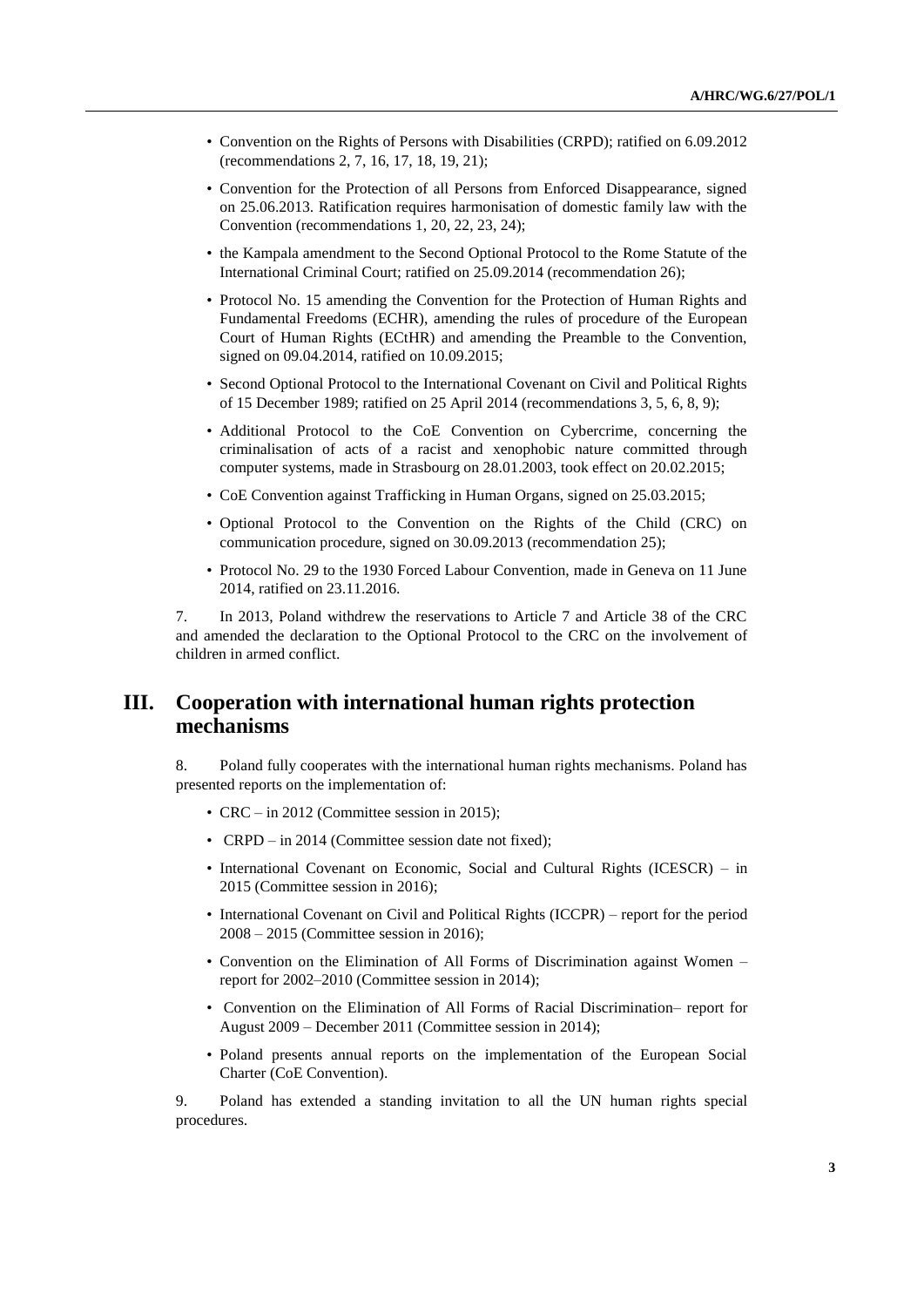- Convention on the Rights of Persons with Disabilities (CRPD); ratified on 6.09.2012 (recommendations 2, 7, 16, 17, 18, 19, 21);
- Convention for the Protection of all Persons from Enforced Disappearance, signed on 25.06.2013. Ratification requires harmonisation of domestic family law with the Convention (recommendations 1, 20, 22, 23, 24);
- the Kampala amendment to the Second Optional Protocol to the Rome Statute of the International Criminal Court; ratified on 25.09.2014 (recommendation 26);
- Protocol No. 15 amending the Convention for the Protection of Human Rights and Fundamental Freedoms (ECHR), amending the rules of procedure of the European Court of Human Rights (ECtHR) and amending the Preamble to the Convention, signed on 09.04.2014, ratified on 10.09.2015;
- Second Optional Protocol to the International Covenant on Civil and Political Rights of 15 December 1989; ratified on 25 April 2014 (recommendations 3, 5, 6, 8, 9);
- Additional Protocol to the CoE Convention on Cybercrime, concerning the criminalisation of acts of a racist and xenophobic nature committed through computer systems, made in Strasbourg on 28.01.2003, took effect on 20.02.2015;
- CoE Convention against Trafficking in Human Organs, signed on 25.03.2015;
- Optional Protocol to the Convention on the Rights of the Child (CRC) on communication procedure, signed on 30.09.2013 (recommendation 25);
- Protocol No. 29 to the 1930 Forced Labour Convention, made in Geneva on 11 June 2014, ratified on 23.11.2016.

7. In 2013, Poland withdrew the reservations to Article 7 and Article 38 of the CRC and amended the declaration to the Optional Protocol to the CRC on the involvement of children in armed conflict.

## III. Cooperation with international human rights protection mechanisms

8. Poland fully cooperates with the international human rights mechanisms. Poland has presented reports on the implementation of:

- CRC – in 2012 (Committee session in 2015);
- CRPD – in 2014 (Committee session date not fixed);
- International Covenant on Economic, Social and Cultural Rights (ICESCR) – in 2015 (Committee session in 2016);
- International Covenant on Civil and Political Rights (ICCPR) – report for the period 2008 – 2015 (Committee session in 2016);
- Convention on the Elimination of All Forms of Discrimination against Women – report for 2002–2010 (Committee session in 2014);
- Convention on the Elimination of All Forms of Racial Discrimination– report for August 2009 – December 2011 (Committee session in 2014);
- Poland presents annual reports on the implementation of the European Social Charter (CoE Convention).

9. Poland has extended a standing invitation to all the UN human rights special procedures.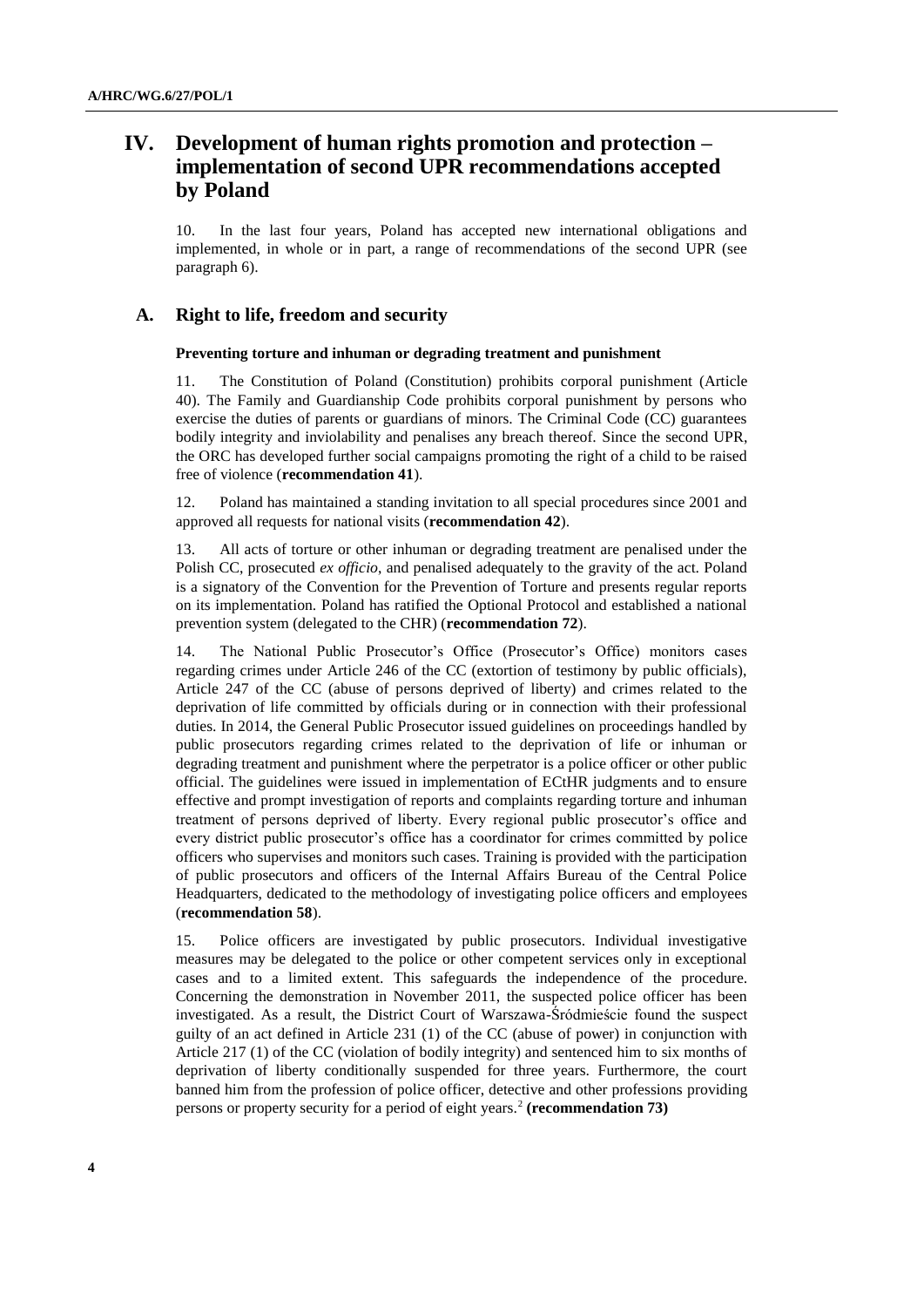# IV. Development of human rights promotion and protection – implementation of second UPR recommendations accepted by Poland

10. In the last four years, Poland has accepted new international obligations and implemented, in whole or in part, a range of recommendations of the second UPR (see paragraph 6).

## A. Right to life, freedom and security

### Preventing torture and inhuman or degrading treatment and punishment

11. The Constitution of Poland (Constitution) prohibits corporal punishment (Article 40). The Family and Guardianship Code prohibits corporal punishment by persons who exercise the duties of parents or guardians of minors. The Criminal Code (CC) guarantees bodily integrity and inviolability and penalises any breach thereof. Since the second UPR, the ORC has developed further social campaigns promoting the right of a child to be raised free of violence (**recommendation 41**).

12. Poland has maintained a standing invitation to all special procedures since 2001 and approved all requests for national visits (**recommendation 42**).

13. All acts of torture or other inhuman or degrading treatment are penalised under the Polish CC, prosecuted *ex officio*, and penalised adequately to the gravity of the act. Poland is a signatory of the Convention for the Prevention of Torture and presents regular reports on its implementation. Poland has ratified the Optional Protocol and established a national prevention system (delegated to the CHR) (**recommendation 72**).

14. The National Public Prosecutor's Office (Prosecutor's Office) monitors cases regarding crimes under Article 246 of the CC (extortion of testimony by public officials), Article 247 of the CC (abuse of persons deprived of liberty) and crimes related to the deprivation of life committed by officials during or in connection with their professional duties. In 2014, the General Public Prosecutor issued guidelines on proceedings handled by public prosecutors regarding crimes related to the deprivation of life or inhuman or degrading treatment and punishment where the perpetrator is a police officer or other public official. The guidelines were issued in implementation of ECtHR judgments and to ensure effective and prompt investigation of reports and complaints regarding torture and inhuman treatment of persons deprived of liberty. Every regional public prosecutor's office and every district public prosecutor's office has a coordinator for crimes committed by police officers who supervises and monitors such cases. Training is provided with the participation of public prosecutors and officers of the Internal Affairs Bureau of the Central Police Headquarters, dedicated to the methodology of investigating police officers and employees (**recommendation 58**).

15. Police officers are investigated by public prosecutors. Individual investigative measures may be delegated to the police or other competent services only in exceptional cases and to a limited extent. This safeguards the independence of the procedure. Concerning the demonstration in November 2011, the suspected police officer has been investigated. As a result, the District Court of Warszawa-Śródmieście found the suspect guilty of an act defined in Article 231 (1) of the CC (abuse of power) in conjunction with Article 217 (1) of the CC (violation of bodily integrity) and sentenced him to six months of deprivation of liberty conditionally suspended for three years. Furthermore, the court banned him from the profession of police officer, detective and other professions providing persons or property security for a period of eight years.[2] **(recommendation 73)**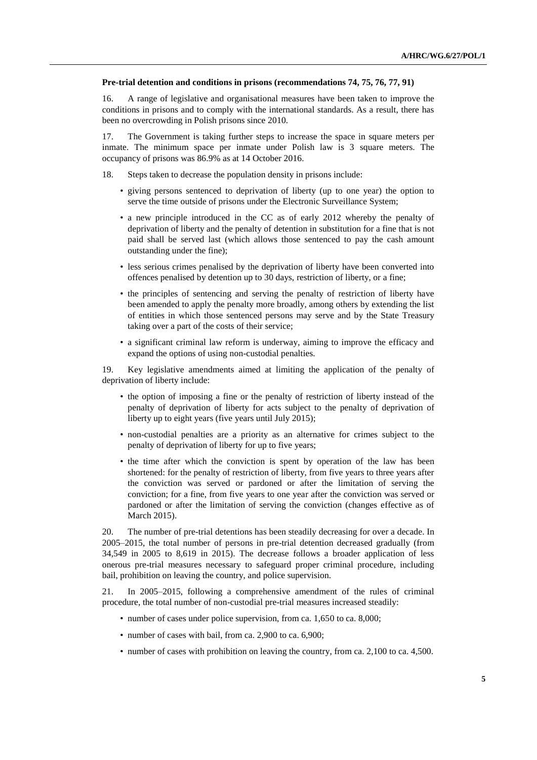**Pre-trial detention and conditions in prisons (recommendations 74, 75, 76, 77, 91)**

16. A range of legislative and organisational measures have been taken to improve the conditions in prisons and to comply with the international standards. As a result, there has been no overcrowding in Polish prisons since 2010.

17. The Government is taking further steps to increase the space in square meters per inmate. The minimum space per inmate under Polish law is 3 square meters. The occupancy of prisons was 86.9% as at 14 October 2016.

18. Steps taken to decrease the population density in prisons include:

- giving persons sentenced to deprivation of liberty (up to one year) the option to serve the time outside of prisons under the Electronic Surveillance System;
- a new principle introduced in the CC as of early 2012 whereby the penalty of deprivation of liberty and the penalty of detention in substitution for a fine that is not paid shall be served last (which allows those sentenced to pay the cash amount outstanding under the fine);
- less serious crimes penalised by the deprivation of liberty have been converted into offences penalised by detention up to 30 days, restriction of liberty, or a fine;
- the principles of sentencing and serving the penalty of restriction of liberty have been amended to apply the penalty more broadly, among others by extending the list of entities in which those sentenced persons may serve and by the State Treasury taking over a part of the costs of their service;
- a significant criminal law reform is underway, aiming to improve the efficacy and expand the options of using non-custodial penalties.

19. Key legislative amendments aimed at limiting the application of the penalty of deprivation of liberty include:

- the option of imposing a fine or the penalty of restriction of liberty instead of the penalty of deprivation of liberty for acts subject to the penalty of deprivation of liberty up to eight years (five years until July 2015);
- non-custodial penalties are a priority as an alternative for crimes subject to the penalty of deprivation of liberty for up to five years;
- the time after which the conviction is spent by operation of the law has been shortened: for the penalty of restriction of liberty, from five years to three years after the conviction was served or pardoned or after the limitation of serving the conviction; for a fine, from five years to one year after the conviction was served or pardoned or after the limitation of serving the conviction (changes effective as of March 2015).

20. The number of pre-trial detentions has been steadily decreasing for over a decade. In 2005–2015, the total number of persons in pre-trial detention decreased gradually (from 34,549 in 2005 to 8,619 in 2015). The decrease follows a broader application of less onerous pre-trial measures necessary to safeguard proper criminal procedure, including bail, prohibition on leaving the country, and police supervision.

21. In 2005–2015, following a comprehensive amendment of the rules of criminal procedure, the total number of non-custodial pre-trial measures increased steadily:

- number of cases under police supervision, from ca. 1,650 to ca. 8,000;
- number of cases with bail, from ca. 2,900 to ca. 6,900;
- number of cases with prohibition on leaving the country, from ca. 2,100 to ca. 4,500.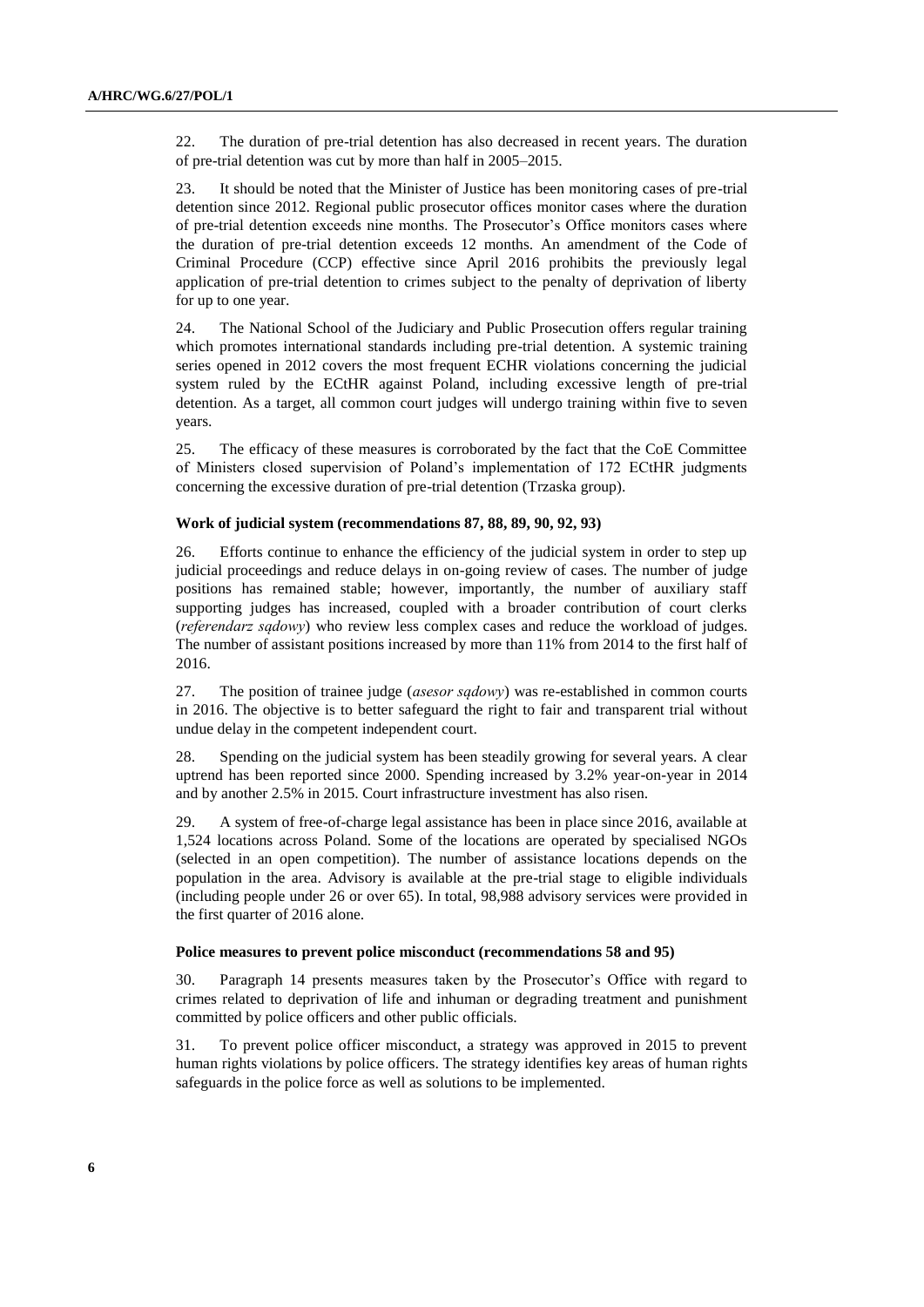22. The duration of pre-trial detention has also decreased in recent years. The duration of pre-trial detention was cut by more than half in 2005–2015.

23. It should be noted that the Minister of Justice has been monitoring cases of pre-trial detention since 2012. Regional public prosecutor offices monitor cases where the duration of pre-trial detention exceeds nine months. The Prosecutor's Office monitors cases where the duration of pre-trial detention exceeds 12 months. An amendment of the Code of Criminal Procedure (CCP) effective since April 2016 prohibits the previously legal application of pre-trial detention to crimes subject to the penalty of deprivation of liberty for up to one year.

24. The National School of the Judiciary and Public Prosecution offers regular training which promotes international standards including pre-trial detention. A systemic training series opened in 2012 covers the most frequent ECHR violations concerning the judicial system ruled by the ECtHR against Poland, including excessive length of pre-trial detention. As a target, all common court judges will undergo training within five to seven years.

25. The efficacy of these measures is corroborated by the fact that the CoE Committee of Ministers closed supervision of Poland's implementation of 172 ECtHR judgments concerning the excessive duration of pre-trial detention (Trzaska group).

#### Work of judicial system (recommendations 87, 88, 89, 90, 92, 93)

26. Efforts continue to enhance the efficiency of the judicial system in order to step up judicial proceedings and reduce delays in on-going review of cases. The number of judge positions has remained stable; however, importantly, the number of auxiliary staff supporting judges has increased, coupled with a broader contribution of court clerks (*referendarz sądowy*) who review less complex cases and reduce the workload of judges. The number of assistant positions increased by more than 11% from 2014 to the first half of 2016.

27. The position of trainee judge (*asesor sądowy*) was re-established in common courts in 2016. The objective is to better safeguard the right to fair and transparent trial without undue delay in the competent independent court.

28. Spending on the judicial system has been steadily growing for several years. A clear uptrend has been reported since 2000. Spending increased by 3.2% year-on-year in 2014 and by another 2.5% in 2015. Court infrastructure investment has also risen.

29. A system of free-of-charge legal assistance has been in place since 2016, available at 1,524 locations across Poland. Some of the locations are operated by specialised NGOs (selected in an open competition). The number of assistance locations depends on the population in the area. Advisory is available at the pre-trial stage to eligible individuals (including people under 26 or over 65). In total, 98,988 advisory services were provided in the first quarter of 2016 alone.

#### Police measures to prevent police misconduct (recommendations 58 and 95)

30. Paragraph 14 presents measures taken by the Prosecutor's Office with regard to crimes related to deprivation of life and inhuman or degrading treatment and punishment committed by police officers and other public officials.

31. To prevent police officer misconduct, a strategy was approved in 2015 to prevent human rights violations by police officers. The strategy identifies key areas of human rights safeguards in the police force as well as solutions to be implemented.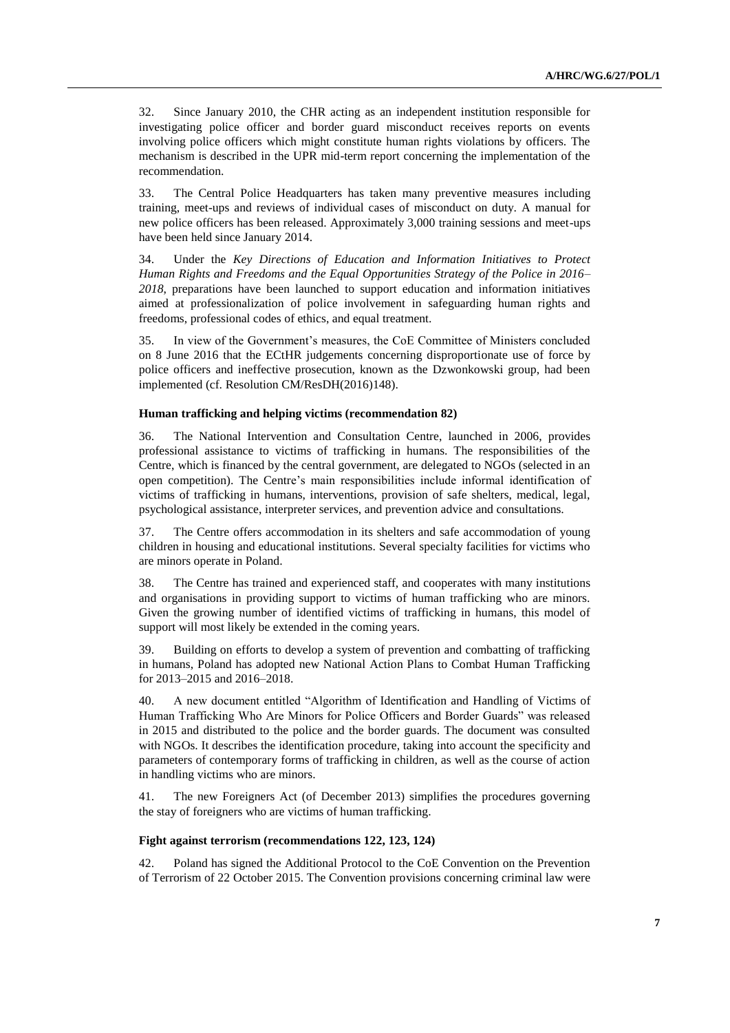32. Since January 2010, the CHR acting as an independent institution responsible for investigating police officer and border guard misconduct receives reports on events involving police officers which might constitute human rights violations by officers. The mechanism is described in the UPR mid-term report concerning the implementation of the recommendation.

33. The Central Police Headquarters has taken many preventive measures including training, meet-ups and reviews of individual cases of misconduct on duty. A manual for new police officers has been released. Approximately 3,000 training sessions and meet-ups have been held since January 2014.

34. Under the *Key Directions of Education and Information Initiatives to Protect Human Rights and Freedoms and the Equal Opportunities Strategy of the Police in 2016–2018*, preparations have been launched to support education and information initiatives aimed at professionalization of police involvement in safeguarding human rights and freedoms, professional codes of ethics, and equal treatment.

35. In view of the Government's measures, the CoE Committee of Ministers concluded on 8 June 2016 that the ECtHR judgements concerning disproportionate use of force by police officers and ineffective prosecution, known as the Dzwonkowski group, had been implemented (cf. Resolution CM/ResDH(2016)148).

**Human trafficking and helping victims (recommendation 82)**

36. The National Intervention and Consultation Centre, launched in 2006, provides professional assistance to victims of trafficking in humans. The responsibilities of the Centre, which is financed by the central government, are delegated to NGOs (selected in an open competition). The Centre's main responsibilities include informal identification of victims of trafficking in humans, interventions, provision of safe shelters, medical, legal, psychological assistance, interpreter services, and prevention advice and consultations.

37. The Centre offers accommodation in its shelters and safe accommodation of young children in housing and educational institutions. Several specialty facilities for victims who are minors operate in Poland.

38. The Centre has trained and experienced staff, and cooperates with many institutions and organisations in providing support to victims of human trafficking who are minors. Given the growing number of identified victims of trafficking in humans, this model of support will most likely be extended in the coming years.

39. Building on efforts to develop a system of prevention and combatting of trafficking in humans, Poland has adopted new National Action Plans to Combat Human Trafficking for 2013–2015 and 2016–2018.

40. A new document entitled "Algorithm of Identification and Handling of Victims of Human Trafficking Who Are Minors for Police Officers and Border Guards" was released in 2015 and distributed to the police and the border guards. The document was consulted with NGOs. It describes the identification procedure, taking into account the specificity and parameters of contemporary forms of trafficking in children, as well as the course of action in handling victims who are minors.

41. The new Foreigners Act (of December 2013) simplifies the procedures governing the stay of foreigners who are victims of human trafficking.

**Fight against terrorism (recommendations 122, 123, 124)**

42. Poland has signed the Additional Protocol to the CoE Convention on the Prevention of Terrorism of 22 October 2015. The Convention provisions concerning criminal law were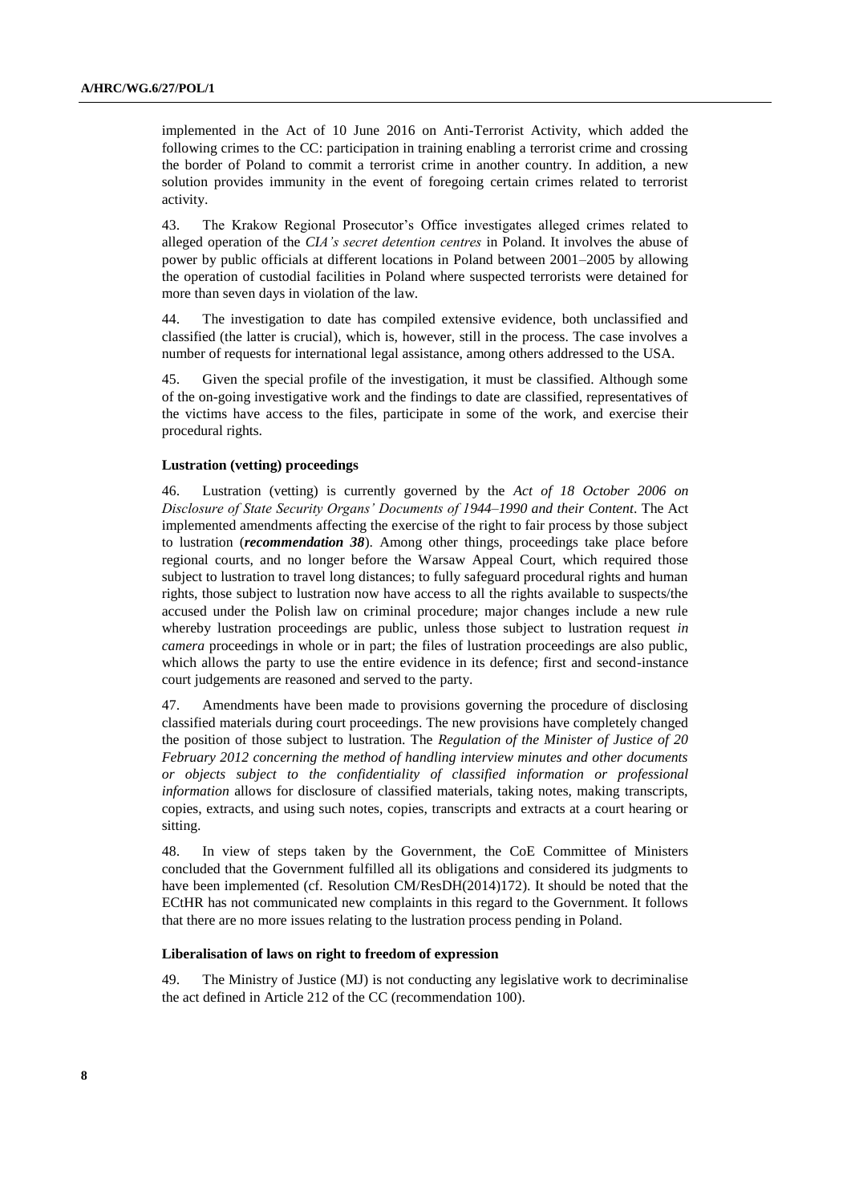implemented in the Act of 10 June 2016 on Anti-Terrorist Activity, which added the following crimes to the CC: participation in training enabling a terrorist crime and crossing the border of Poland to commit a terrorist crime in another country. In addition, a new solution provides immunity in the event of foregoing certain crimes related to terrorist activity.

43. The Krakow Regional Prosecutor's Office investigates alleged crimes related to alleged operation of the *CIA's secret detention centres* in Poland. It involves the abuse of power by public officials at different locations in Poland between 2001–2005 by allowing the operation of custodial facilities in Poland where suspected terrorists were detained for more than seven days in violation of the law.

44. The investigation to date has compiled extensive evidence, both unclassified and classified (the latter is crucial), which is, however, still in the process. The case involves a number of requests for international legal assistance, among others addressed to the USA.

45. Given the special profile of the investigation, it must be classified. Although some of the on-going investigative work and the findings to date are classified, representatives of the victims have access to the files, participate in some of the work, and exercise their procedural rights.

#### Lustration (vetting) proceedings

46. Lustration (vetting) is currently governed by the *Act of 18 October 2006 on Disclosure of State Security Organs' Documents of 1944–1990 and their Content*. The Act implemented amendments affecting the exercise of the right to fair process by those subject to lustration (***recommendation 38***). Among other things, proceedings take place before regional courts, and no longer before the Warsaw Appeal Court, which required those subject to lustration to travel long distances; to fully safeguard procedural rights and human rights, those subject to lustration now have access to all the rights available to suspects/the accused under the Polish law on criminal procedure; major changes include a new rule whereby lustration proceedings are public, unless those subject to lustration request *in camera* proceedings in whole or in part; the files of lustration proceedings are also public, which allows the party to use the entire evidence in its defence; first and second-instance court judgements are reasoned and served to the party.

47. Amendments have been made to provisions governing the procedure of disclosing classified materials during court proceedings. The new provisions have completely changed the position of those subject to lustration. The *Regulation of the Minister of Justice of 20 February 2012 concerning the method of handling interview minutes and other documents or objects subject to the confidentiality of classified information or professional information* allows for disclosure of classified materials, taking notes, making transcripts, copies, extracts, and using such notes, copies, transcripts and extracts at a court hearing or sitting.

48. In view of steps taken by the Government, the CoE Committee of Ministers concluded that the Government fulfilled all its obligations and considered its judgments to have been implemented (cf. Resolution CM/ResDH(2014)172). It should be noted that the ECtHR has not communicated new complaints in this regard to the Government. It follows that there are no more issues relating to the lustration process pending in Poland.

#### Liberalisation of laws on right to freedom of expression

49. The Ministry of Justice (MJ) is not conducting any legislative work to decriminalise the act defined in Article 212 of the CC (recommendation 100).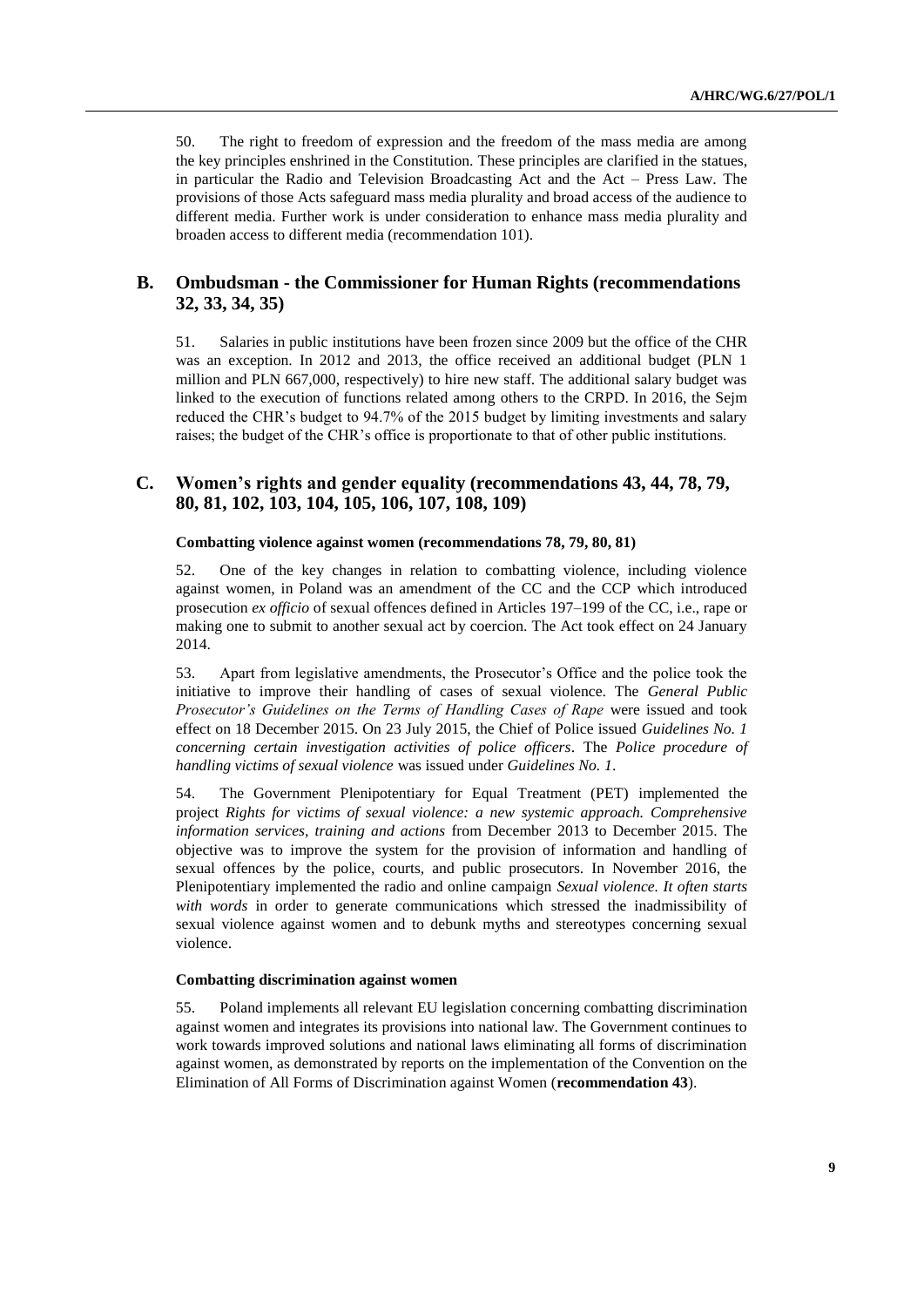50. The right to freedom of expression and the freedom of the mass media are among the key principles enshrined in the Constitution. These principles are clarified in the statues, in particular the Radio and Television Broadcasting Act and the Act – Press Law. The provisions of those Acts safeguard mass media plurality and broad access of the audience to different media. Further work is under consideration to enhance mass media plurality and broaden access to different media (recommendation 101).

## B. Ombudsman - the Commissioner for Human Rights (recommendations 32, 33, 34, 35)

51. Salaries in public institutions have been frozen since 2009 but the office of the CHR was an exception. In 2012 and 2013, the office received an additional budget (PLN 1 million and PLN 667,000, respectively) to hire new staff. The additional salary budget was linked to the execution of functions related among others to the CRPD. In 2016, the Sejm reduced the CHR's budget to 94.7% of the 2015 budget by limiting investments and salary raises; the budget of the CHR's office is proportionate to that of other public institutions.

## C. Women's rights and gender equality (recommendations 43, 44, 78, 79, 80, 81, 102, 103, 104, 105, 106, 107, 108, 109)

#### Combatting violence against women (recommendations 78, 79, 80, 81)

52. One of the key changes in relation to combatting violence, including violence against women, in Poland was an amendment of the CC and the CCP which introduced prosecution *ex officio* of sexual offences defined in Articles 197–199 of the CC, i.e., rape or making one to submit to another sexual act by coercion. The Act took effect on 24 January 2014.

53. Apart from legislative amendments, the Prosecutor's Office and the police took the initiative to improve their handling of cases of sexual violence. The *General Public Prosecutor's Guidelines on the Terms of Handling Cases of Rape* were issued and took effect on 18 December 2015. On 23 July 2015, the Chief of Police issued *Guidelines No. 1 concerning certain investigation activities of police officers*. The *Police procedure of handling victims of sexual violence* was issued under *Guidelines No. 1*.

54. The Government Plenipotentiary for Equal Treatment (PET) implemented the project *Rights for victims of sexual violence: a new systemic approach. Comprehensive information services, training and actions* from December 2013 to December 2015. The objective was to improve the system for the provision of information and handling of sexual offences by the police, courts, and public prosecutors. In November 2016, the Plenipotentiary implemented the radio and online campaign *Sexual violence. It often starts with words* in order to generate communications which stressed the inadmissibility of sexual violence against women and to debunk myths and stereotypes concerning sexual violence.

#### Combatting discrimination against women

55. Poland implements all relevant EU legislation concerning combatting discrimination against women and integrates its provisions into national law. The Government continues to work towards improved solutions and national laws eliminating all forms of discrimination against women, as demonstrated by reports on the implementation of the Convention on the Elimination of All Forms of Discrimination against Women (**recommendation 43**).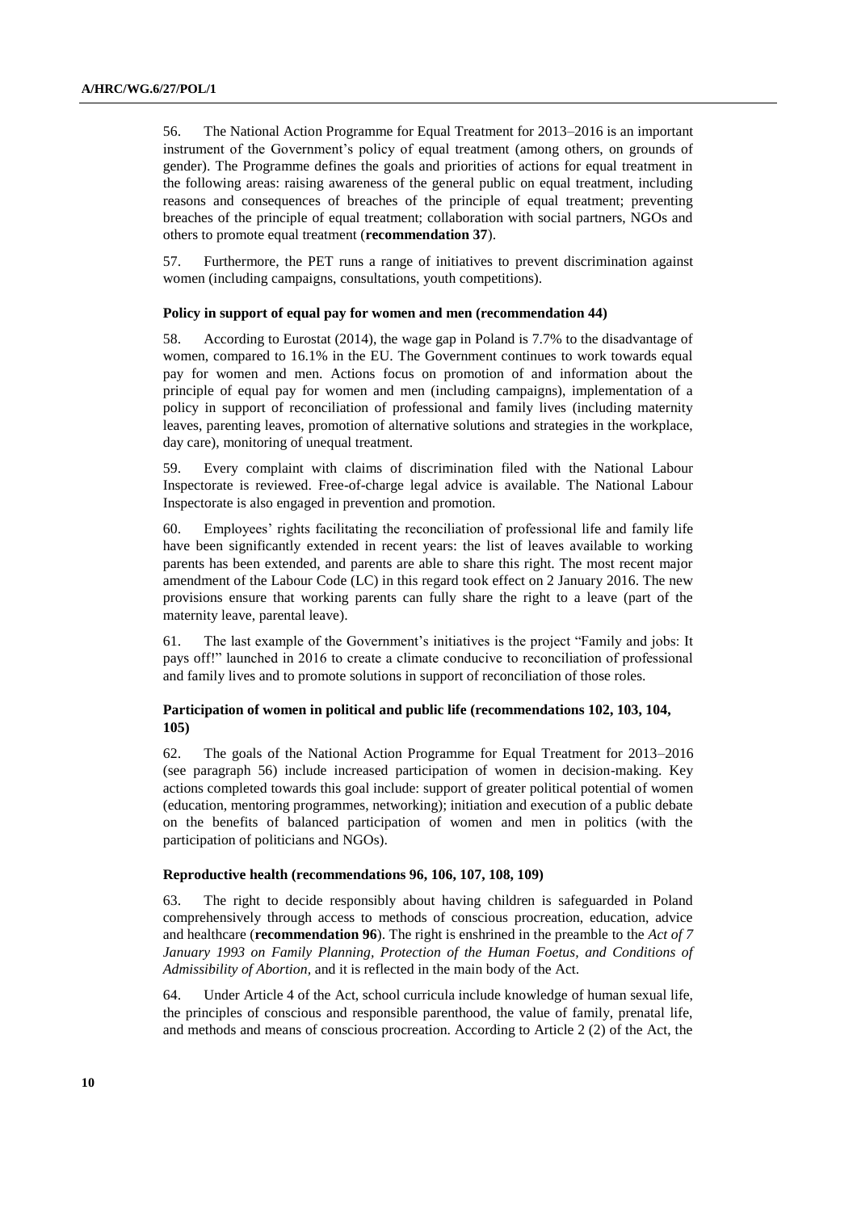56. The National Action Programme for Equal Treatment for 2013–2016 is an important instrument of the Government's policy of equal treatment (among others, on grounds of gender). The Programme defines the goals and priorities of actions for equal treatment in the following areas: raising awareness of the general public on equal treatment, including reasons and consequences of breaches of the principle of equal treatment; preventing breaches of the principle of equal treatment; collaboration with social partners, NGOs and others to promote equal treatment (**recommendation 37**).

57. Furthermore, the PET runs a range of initiatives to prevent discrimination against women (including campaigns, consultations, youth competitions).

#### Policy in support of equal pay for women and men (recommendation 44)

58. According to Eurostat (2014), the wage gap in Poland is 7.7% to the disadvantage of women, compared to 16.1% in the EU. The Government continues to work towards equal pay for women and men. Actions focus on promotion of and information about the principle of equal pay for women and men (including campaigns), implementation of a policy in support of reconciliation of professional and family lives (including maternity leaves, parenting leaves, promotion of alternative solutions and strategies in the workplace, day care), monitoring of unequal treatment.

59. Every complaint with claims of discrimination filed with the National Labour Inspectorate is reviewed. Free-of-charge legal advice is available. The National Labour Inspectorate is also engaged in prevention and promotion.

60. Employees' rights facilitating the reconciliation of professional life and family life have been significantly extended in recent years: the list of leaves available to working parents has been extended, and parents are able to share this right. The most recent major amendment of the Labour Code (LC) in this regard took effect on 2 January 2016. The new provisions ensure that working parents can fully share the right to a leave (part of the maternity leave, parental leave).

61. The last example of the Government's initiatives is the project "Family and jobs: It pays off!" launched in 2016 to create a climate conducive to reconciliation of professional and family lives and to promote solutions in support of reconciliation of those roles.

#### Participation of women in political and public life (recommendations 102, 103, 104, 105)

62. The goals of the National Action Programme for Equal Treatment for 2013–2016 (see paragraph 56) include increased participation of women in decision-making. Key actions completed towards this goal include: support of greater political potential of women (education, mentoring programmes, networking); initiation and execution of a public debate on the benefits of balanced participation of women and men in politics (with the participation of politicians and NGOs).

#### Reproductive health (recommendations 96, 106, 107, 108, 109)

63. The right to decide responsibly about having children is safeguarded in Poland comprehensively through access to methods of conscious procreation, education, advice and healthcare (**recommendation 96**). The right is enshrined in the preamble to the *Act of 7 January 1993 on Family Planning, Protection of the Human Foetus, and Conditions of Admissibility of Abortion*, and it is reflected in the main body of the Act.

64. Under Article 4 of the Act, school curricula include knowledge of human sexual life, the principles of conscious and responsible parenthood, the value of family, prenatal life, and methods and means of conscious procreation. According to Article 2 (2) of the Act, the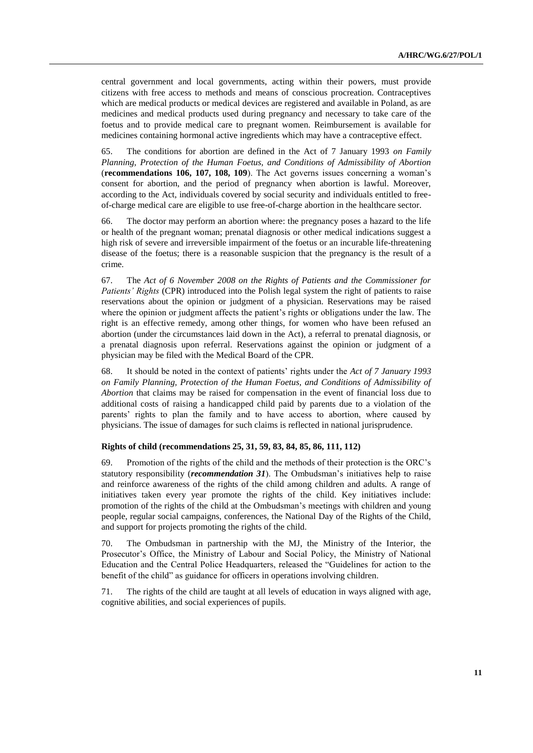central government and local governments, acting within their powers, must provide citizens with free access to methods and means of conscious procreation. Contraceptives which are medical products or medical devices are registered and available in Poland, as are medicines and medical products used during pregnancy and necessary to take care of the foetus and to provide medical care to pregnant women. Reimbursement is available for medicines containing hormonal active ingredients which may have a contraceptive effect.

65. The conditions for abortion are defined in the Act of 7 January 1993 *on Family Planning, Protection of the Human Foetus, and Conditions of Admissibility of Abortion* (**recommendations 106, 107, 108, 109**). The Act governs issues concerning a woman's consent for abortion, and the period of pregnancy when abortion is lawful. Moreover, according to the Act, individuals covered by social security and individuals entitled to free-of-charge medical care are eligible to use free-of-charge abortion in the healthcare sector.

66. The doctor may perform an abortion where: the pregnancy poses a hazard to the life or health of the pregnant woman; prenatal diagnosis or other medical indications suggest a high risk of severe and irreversible impairment of the foetus or an incurable life-threatening disease of the foetus; there is a reasonable suspicion that the pregnancy is the result of a crime.

67. The *Act of 6 November 2008 on the Rights of Patients and the Commissioner for Patients' Rights* (CPR) introduced into the Polish legal system the right of patients to raise reservations about the opinion or judgment of a physician. Reservations may be raised where the opinion or judgment affects the patient's rights or obligations under the law. The right is an effective remedy, among other things, for women who have been refused an abortion (under the circumstances laid down in the Act), a referral to prenatal diagnosis, or a prenatal diagnosis upon referral. Reservations against the opinion or judgment of a physician may be filed with the Medical Board of the CPR.

68. It should be noted in the context of patients' rights under the *Act of 7 January 1993 on Family Planning, Protection of the Human Foetus, and Conditions of Admissibility of Abortion* that claims may be raised for compensation in the event of financial loss due to additional costs of raising a handicapped child paid by parents due to a violation of the parents' rights to plan the family and to have access to abortion, where caused by physicians. The issue of damages for such claims is reflected in national jurisprudence.

#### Rights of child (recommendations 25, 31, 59, 83, 84, 85, 86, 111, 112)

69. Promotion of the rights of the child and the methods of their protection is the ORC's statutory responsibility (***recommendation 31***). The Ombudsman's initiatives help to raise and reinforce awareness of the rights of the child among children and adults. A range of initiatives taken every year promote the rights of the child. Key initiatives include: promotion of the rights of the child at the Ombudsman's meetings with children and young people, regular social campaigns, conferences, the National Day of the Rights of the Child, and support for projects promoting the rights of the child.

70. The Ombudsman in partnership with the MJ, the Ministry of the Interior, the Prosecutor's Office, the Ministry of Labour and Social Policy, the Ministry of National Education and the Central Police Headquarters, released the "Guidelines for action to the benefit of the child" as guidance for officers in operations involving children.

71. The rights of the child are taught at all levels of education in ways aligned with age, cognitive abilities, and social experiences of pupils.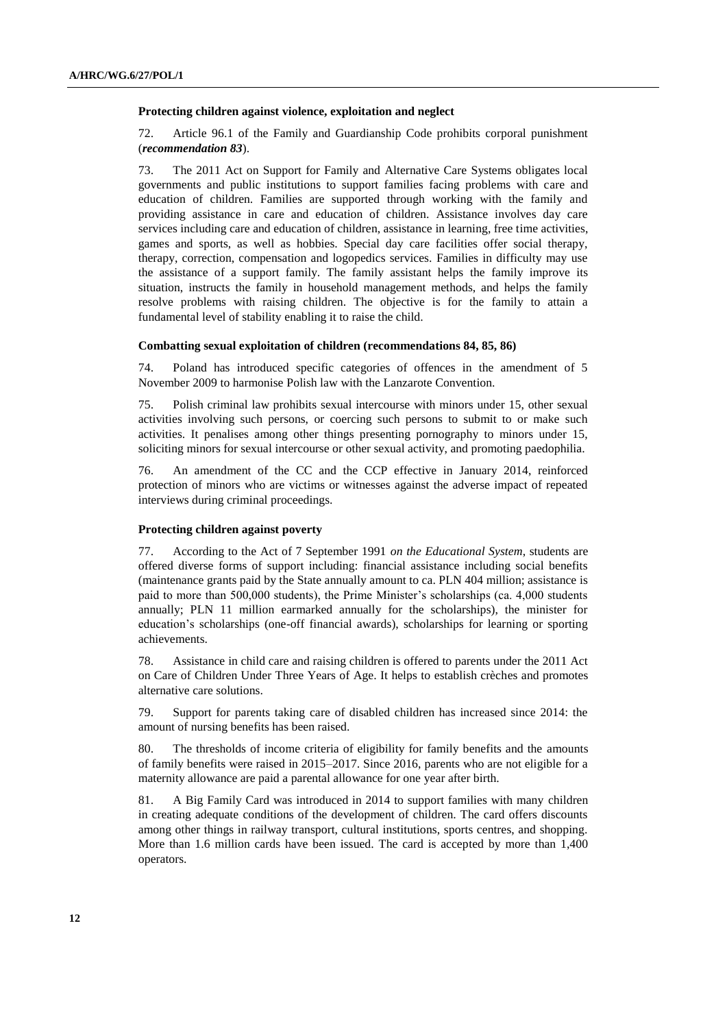**Protecting children against violence, exploitation and neglect**

72. Article 96.1 of the Family and Guardianship Code prohibits corporal punishment (***recommendation 83***).

73. The 2011 Act on Support for Family and Alternative Care Systems obligates local governments and public institutions to support families facing problems with care and education of children. Families are supported through working with the family and providing assistance in care and education of children. Assistance involves day care services including care and education of children, assistance in learning, free time activities, games and sports, as well as hobbies. Special day care facilities offer social therapy, therapy, correction, compensation and logopedics services. Families in difficulty may use the assistance of a support family. The family assistant helps the family improve its situation, instructs the family in household management methods, and helps the family resolve problems with raising children. The objective is for the family to attain a fundamental level of stability enabling it to raise the child.

**Combatting sexual exploitation of children (recommendations 84, 85, 86)**

74. Poland has introduced specific categories of offences in the amendment of 5 November 2009 to harmonise Polish law with the Lanzarote Convention.

75. Polish criminal law prohibits sexual intercourse with minors under 15, other sexual activities involving such persons, or coercing such persons to submit to or make such activities. It penalises among other things presenting pornography to minors under 15, soliciting minors for sexual intercourse or other sexual activity, and promoting paedophilia.

76. An amendment of the CC and the CCP effective in January 2014, reinforced protection of minors who are victims or witnesses against the adverse impact of repeated interviews during criminal proceedings.

**Protecting children against poverty**

77. According to the Act of 7 September 1991 *on the Educational System*, students are offered diverse forms of support including: financial assistance including social benefits (maintenance grants paid by the State annually amount to ca. PLN 404 million; assistance is paid to more than 500,000 students), the Prime Minister's scholarships (ca. 4,000 students annually; PLN 11 million earmarked annually for the scholarships), the minister for education's scholarships (one-off financial awards), scholarships for learning or sporting achievements.

78. Assistance in child care and raising children is offered to parents under the 2011 Act on Care of Children Under Three Years of Age. It helps to establish crèches and promotes alternative care solutions.

79. Support for parents taking care of disabled children has increased since 2014: the amount of nursing benefits has been raised.

80. The thresholds of income criteria of eligibility for family benefits and the amounts of family benefits were raised in 2015–2017. Since 2016, parents who are not eligible for a maternity allowance are paid a parental allowance for one year after birth.

81. A Big Family Card was introduced in 2014 to support families with many children in creating adequate conditions of the development of children. The card offers discounts among other things in railway transport, cultural institutions, sports centres, and shopping. More than 1.6 million cards have been issued. The card is accepted by more than 1,400 operators.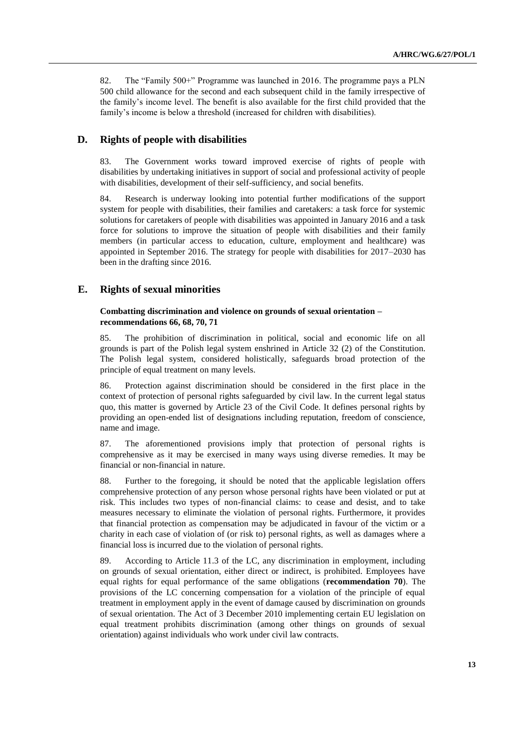82. The "Family 500+" Programme was launched in 2016. The programme pays a PLN 500 child allowance for the second and each subsequent child in the family irrespective of the family's income level. The benefit is also available for the first child provided that the family's income is below a threshold (increased for children with disabilities).

## D. Rights of people with disabilities

83. The Government works toward improved exercise of rights of people with disabilities by undertaking initiatives in support of social and professional activity of people with disabilities, development of their self-sufficiency, and social benefits.

84. Research is underway looking into potential further modifications of the support system for people with disabilities, their families and caretakers: a task force for systemic solutions for caretakers of people with disabilities was appointed in January 2016 and a task force for solutions to improve the situation of people with disabilities and their family members (in particular access to education, culture, employment and healthcare) was appointed in September 2016. The strategy for people with disabilities for 2017–2030 has been in the drafting since 2016.

## E. Rights of sexual minorities

### Combatting discrimination and violence on grounds of sexual orientation – recommendations 66, 68, 70, 71

85. The prohibition of discrimination in political, social and economic life on all grounds is part of the Polish legal system enshrined in Article 32 (2) of the Constitution. The Polish legal system, considered holistically, safeguards broad protection of the principle of equal treatment on many levels.

86. Protection against discrimination should be considered in the first place in the context of protection of personal rights safeguarded by civil law. In the current legal status quo, this matter is governed by Article 23 of the Civil Code. It defines personal rights by providing an open-ended list of designations including reputation, freedom of conscience, name and image.

87. The aforementioned provisions imply that protection of personal rights is comprehensive as it may be exercised in many ways using diverse remedies. It may be financial or non-financial in nature.

88. Further to the foregoing, it should be noted that the applicable legislation offers comprehensive protection of any person whose personal rights have been violated or put at risk. This includes two types of non-financial claims: to cease and desist, and to take measures necessary to eliminate the violation of personal rights. Furthermore, it provides that financial protection as compensation may be adjudicated in favour of the victim or a charity in each case of violation of (or risk to) personal rights, as well as damages where a financial loss is incurred due to the violation of personal rights.

89. According to Article 11.3 of the LC, any discrimination in employment, including on grounds of sexual orientation, either direct or indirect, is prohibited. Employees have equal rights for equal performance of the same obligations (**recommendation 70**). The provisions of the LC concerning compensation for a violation of the principle of equal treatment in employment apply in the event of damage caused by discrimination on grounds of sexual orientation. The Act of 3 December 2010 implementing certain EU legislation on equal treatment prohibits discrimination (among other things on grounds of sexual orientation) against individuals who work under civil law contracts.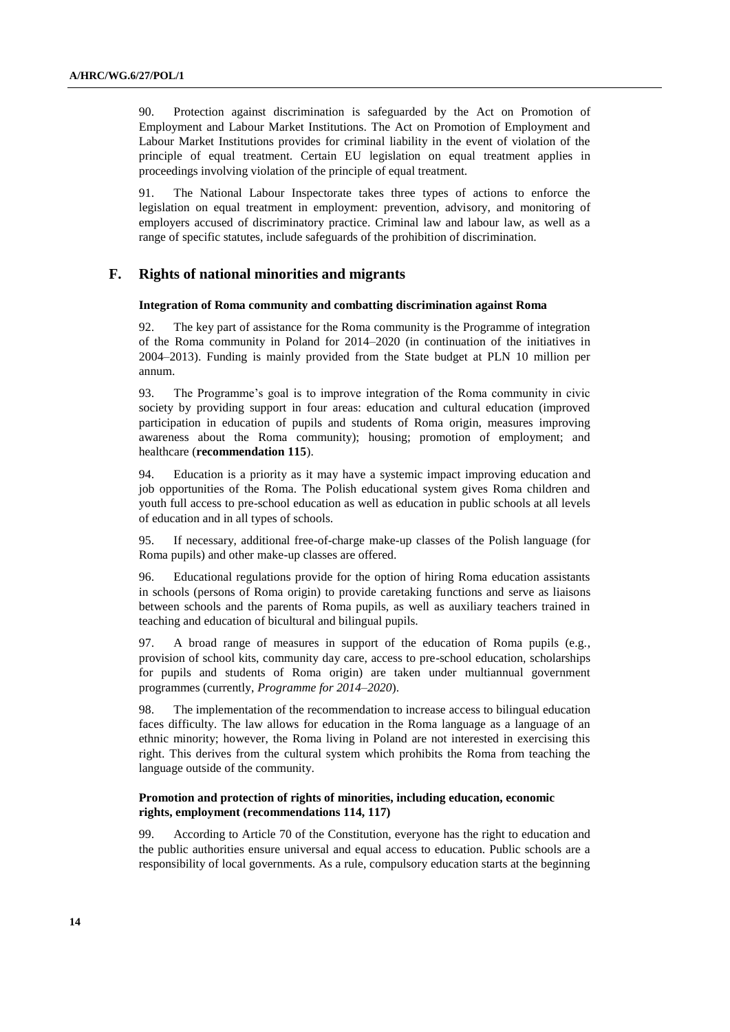90. Protection against discrimination is safeguarded by the Act on Promotion of Employment and Labour Market Institutions. The Act on Promotion of Employment and Labour Market Institutions provides for criminal liability in the event of violation of the principle of equal treatment. Certain EU legislation on equal treatment applies in proceedings involving violation of the principle of equal treatment.

91. The National Labour Inspectorate takes three types of actions to enforce the legislation on equal treatment in employment: prevention, advisory, and monitoring of employers accused of discriminatory practice. Criminal law and labour law, as well as a range of specific statutes, include safeguards of the prohibition of discrimination.

## F. Rights of national minorities and migrants

#### Integration of Roma community and combatting discrimination against Roma

92. The key part of assistance for the Roma community is the Programme of integration of the Roma community in Poland for 2014–2020 (in continuation of the initiatives in 2004–2013). Funding is mainly provided from the State budget at PLN 10 million per annum.

93. The Programme's goal is to improve integration of the Roma community in civic society by providing support in four areas: education and cultural education (improved participation in education of pupils and students of Roma origin, measures improving awareness about the Roma community); housing; promotion of employment; and healthcare (**recommendation 115**).

94. Education is a priority as it may have a systemic impact improving education and job opportunities of the Roma. The Polish educational system gives Roma children and youth full access to pre-school education as well as education in public schools at all levels of education and in all types of schools.

95. If necessary, additional free-of-charge make-up classes of the Polish language (for Roma pupils) and other make-up classes are offered.

96. Educational regulations provide for the option of hiring Roma education assistants in schools (persons of Roma origin) to provide caretaking functions and serve as liaisons between schools and the parents of Roma pupils, as well as auxiliary teachers trained in teaching and education of bicultural and bilingual pupils.

97. A broad range of measures in support of the education of Roma pupils (e.g., provision of school kits, community day care, access to pre-school education, scholarships for pupils and students of Roma origin) are taken under multiannual government programmes (currently, *Programme for 2014–2020*).

98. The implementation of the recommendation to increase access to bilingual education faces difficulty. The law allows for education in the Roma language as a language of an ethnic minority; however, the Roma living in Poland are not interested in exercising this right. This derives from the cultural system which prohibits the Roma from teaching the language outside of the community.

#### Promotion and protection of rights of minorities, including education, economic rights, employment (recommendations 114, 117)

99. According to Article 70 of the Constitution, everyone has the right to education and the public authorities ensure universal and equal access to education. Public schools are a responsibility of local governments. As a rule, compulsory education starts at the beginning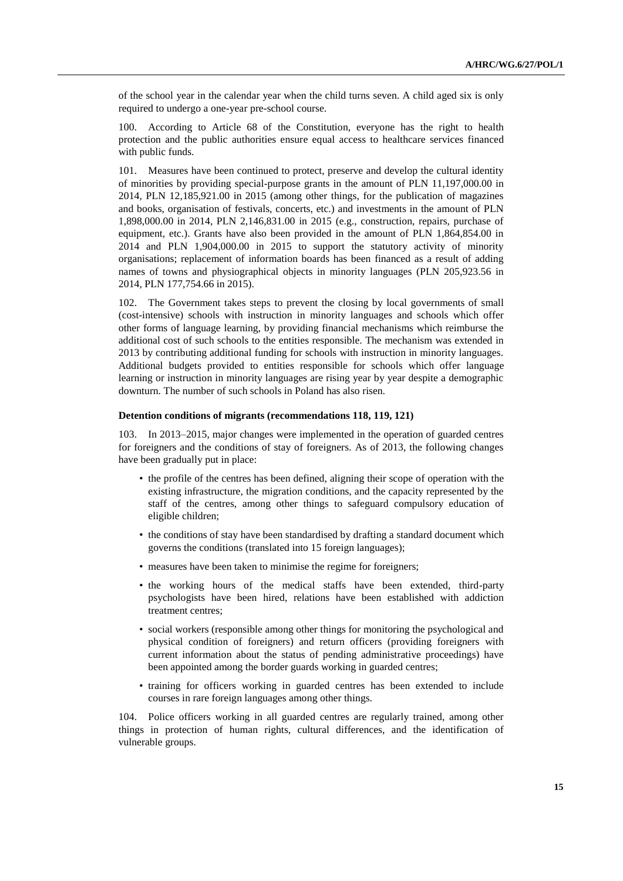of the school year in the calendar year when the child turns seven. A child aged six is only required to undergo a one-year pre-school course.

100. According to Article 68 of the Constitution, everyone has the right to health protection and the public authorities ensure equal access to healthcare services financed with public funds.

101. Measures have been continued to protect, preserve and develop the cultural identity of minorities by providing special-purpose grants in the amount of PLN 11,197,000.00 in 2014, PLN 12,185,921.00 in 2015 (among other things, for the publication of magazines and books, organisation of festivals, concerts, etc.) and investments in the amount of PLN 1,898,000.00 in 2014, PLN 2,146,831.00 in 2015 (e.g., construction, repairs, purchase of equipment, etc.). Grants have also been provided in the amount of PLN 1,864,854.00 in 2014 and PLN 1,904,000.00 in 2015 to support the statutory activity of minority organisations; replacement of information boards has been financed as a result of adding names of towns and physiographical objects in minority languages (PLN 205,923.56 in 2014, PLN 177,754.66 in 2015).

102. The Government takes steps to prevent the closing by local governments of small (cost-intensive) schools with instruction in minority languages and schools which offer other forms of language learning, by providing financial mechanisms which reimburse the additional cost of such schools to the entities responsible. The mechanism was extended in 2013 by contributing additional funding for schools with instruction in minority languages. Additional budgets provided to entities responsible for schools which offer language learning or instruction in minority languages are rising year by year despite a demographic downturn. The number of such schools in Poland has also risen.

**Detention conditions of migrants (recommendations 118, 119, 121)**

103. In 2013–2015, major changes were implemented in the operation of guarded centres for foreigners and the conditions of stay of foreigners. As of 2013, the following changes have been gradually put in place:

- the profile of the centres has been defined, aligning their scope of operation with the existing infrastructure, the migration conditions, and the capacity represented by the staff of the centres, among other things to safeguard compulsory education of eligible children;
- the conditions of stay have been standardised by drafting a standard document which governs the conditions (translated into 15 foreign languages);
- measures have been taken to minimise the regime for foreigners;
- the working hours of the medical staffs have been extended, third-party psychologists have been hired, relations have been established with addiction treatment centres;
- social workers (responsible among other things for monitoring the psychological and physical condition of foreigners) and return officers (providing foreigners with current information about the status of pending administrative proceedings) have been appointed among the border guards working in guarded centres;
- training for officers working in guarded centres has been extended to include courses in rare foreign languages among other things.

104. Police officers working in all guarded centres are regularly trained, among other things in protection of human rights, cultural differences, and the identification of vulnerable groups.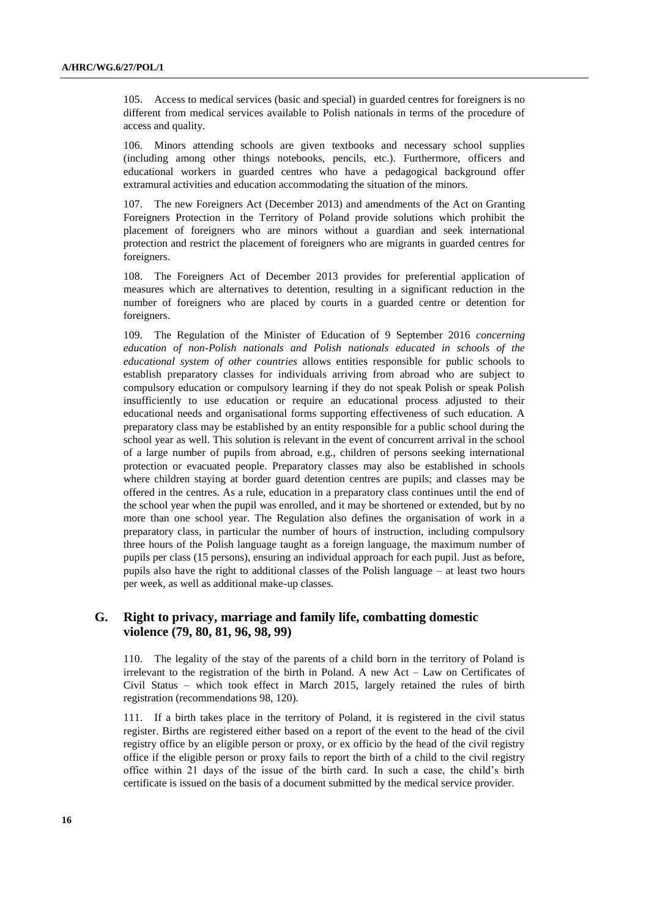105. Access to medical services (basic and special) in guarded centres for foreigners is no different from medical services available to Polish nationals in terms of the procedure of access and quality.

106. Minors attending schools are given textbooks and necessary school supplies (including among other things notebooks, pencils, etc.). Furthermore, officers and educational workers in guarded centres who have a pedagogical background offer extramural activities and education accommodating the situation of the minors.

107. The new Foreigners Act (December 2013) and amendments of the Act on Granting Foreigners Protection in the Territory of Poland provide solutions which prohibit the placement of foreigners who are minors without a guardian and seek international protection and restrict the placement of foreigners who are migrants in guarded centres for foreigners.

108. The Foreigners Act of December 2013 provides for preferential application of measures which are alternatives to detention, resulting in a significant reduction in the number of foreigners who are placed by courts in a guarded centre or detention for foreigners.

109. The Regulation of the Minister of Education of 9 September 2016 *concerning education of non-Polish nationals and Polish nationals educated in schools of the educational system of other countries* allows entities responsible for public schools to establish preparatory classes for individuals arriving from abroad who are subject to compulsory education or compulsory learning if they do not speak Polish or speak Polish insufficiently to use education or require an educational process adjusted to their educational needs and organisational forms supporting effectiveness of such education. A preparatory class may be established by an entity responsible for a public school during the school year as well. This solution is relevant in the event of concurrent arrival in the school of a large number of pupils from abroad, e.g., children of persons seeking international protection or evacuated people. Preparatory classes may also be established in schools where children staying at border guard detention centres are pupils; and classes may be offered in the centres. As a rule, education in a preparatory class continues until the end of the school year when the pupil was enrolled, and it may be shortened or extended, but by no more than one school year. The Regulation also defines the organisation of work in a preparatory class, in particular the number of hours of instruction, including compulsory three hours of the Polish language taught as a foreign language, the maximum number of pupils per class (15 persons), ensuring an individual approach for each pupil. Just as before, pupils also have the right to additional classes of the Polish language – at least two hours per week, as well as additional make-up classes.

## G. Right to privacy, marriage and family life, combatting domestic violence (79, 80, 81, 96, 98, 99)

110. The legality of the stay of the parents of a child born in the territory of Poland is irrelevant to the registration of the birth in Poland. A new Act – Law on Certificates of Civil Status – which took effect in March 2015, largely retained the rules of birth registration (recommendations 98, 120).

111. If a birth takes place in the territory of Poland, it is registered in the civil status register. Births are registered either based on a report of the event to the head of the civil registry office by an eligible person or proxy, or ex officio by the head of the civil registry office if the eligible person or proxy fails to report the birth of a child to the civil registry office within 21 days of the issue of the birth card. In such a case, the child's birth certificate is issued on the basis of a document submitted by the medical service provider.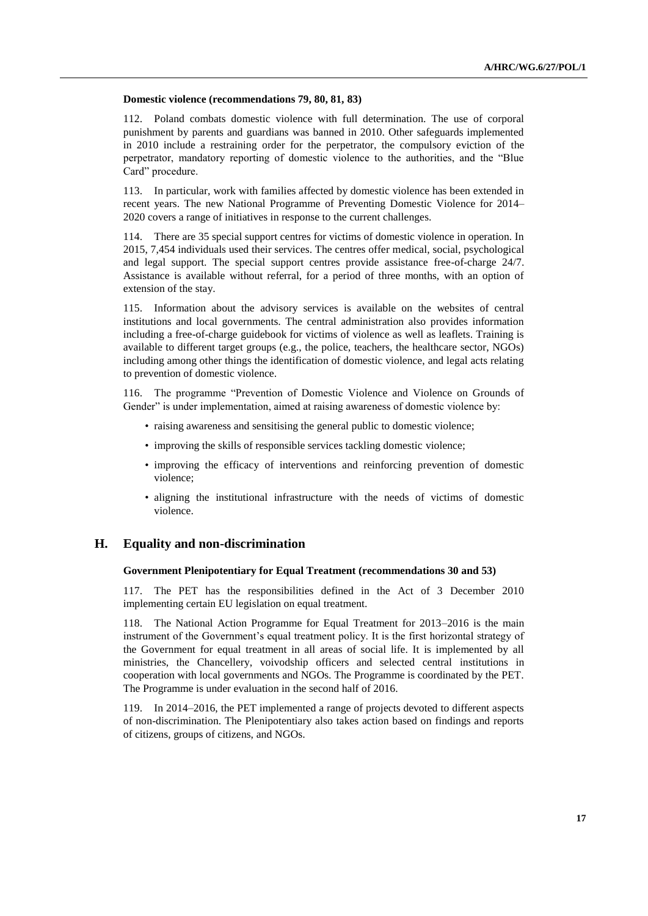**Domestic violence (recommendations 79, 80, 81, 83)**

112. Poland combats domestic violence with full determination. The use of corporal punishment by parents and guardians was banned in 2010. Other safeguards implemented in 2010 include a restraining order for the perpetrator, the compulsory eviction of the perpetrator, mandatory reporting of domestic violence to the authorities, and the "Blue Card" procedure.

113. In particular, work with families affected by domestic violence has been extended in recent years. The new National Programme of Preventing Domestic Violence for 2014–2020 covers a range of initiatives in response to the current challenges.

114. There are 35 special support centres for victims of domestic violence in operation. In 2015, 7,454 individuals used their services. The centres offer medical, social, psychological and legal support. The special support centres provide assistance free-of-charge 24/7. Assistance is available without referral, for a period of three months, with an option of extension of the stay.

115. Information about the advisory services is available on the websites of central institutions and local governments. The central administration also provides information including a free-of-charge guidebook for victims of violence as well as leaflets. Training is available to different target groups (e.g., the police, teachers, the healthcare sector, NGOs) including among other things the identification of domestic violence, and legal acts relating to prevention of domestic violence.

116. The programme "Prevention of Domestic Violence and Violence on Grounds of Gender" is under implementation, aimed at raising awareness of domestic violence by:

- raising awareness and sensitising the general public to domestic violence;
- improving the skills of responsible services tackling domestic violence;
- improving the efficacy of interventions and reinforcing prevention of domestic violence;
- aligning the institutional infrastructure with the needs of victims of domestic violence.

## H. Equality and non-discrimination

**Government Plenipotentiary for Equal Treatment (recommendations 30 and 53)**

117. The PET has the responsibilities defined in the Act of 3 December 2010 implementing certain EU legislation on equal treatment.

118. The National Action Programme for Equal Treatment for 2013–2016 is the main instrument of the Government's equal treatment policy. It is the first horizontal strategy of the Government for equal treatment in all areas of social life. It is implemented by all ministries, the Chancellery, voivodship officers and selected central institutions in cooperation with local governments and NGOs. The Programme is coordinated by the PET. The Programme is under evaluation in the second half of 2016.

119. In 2014–2016, the PET implemented a range of projects devoted to different aspects of non-discrimination. The Plenipotentiary also takes action based on findings and reports of citizens, groups of citizens, and NGOs.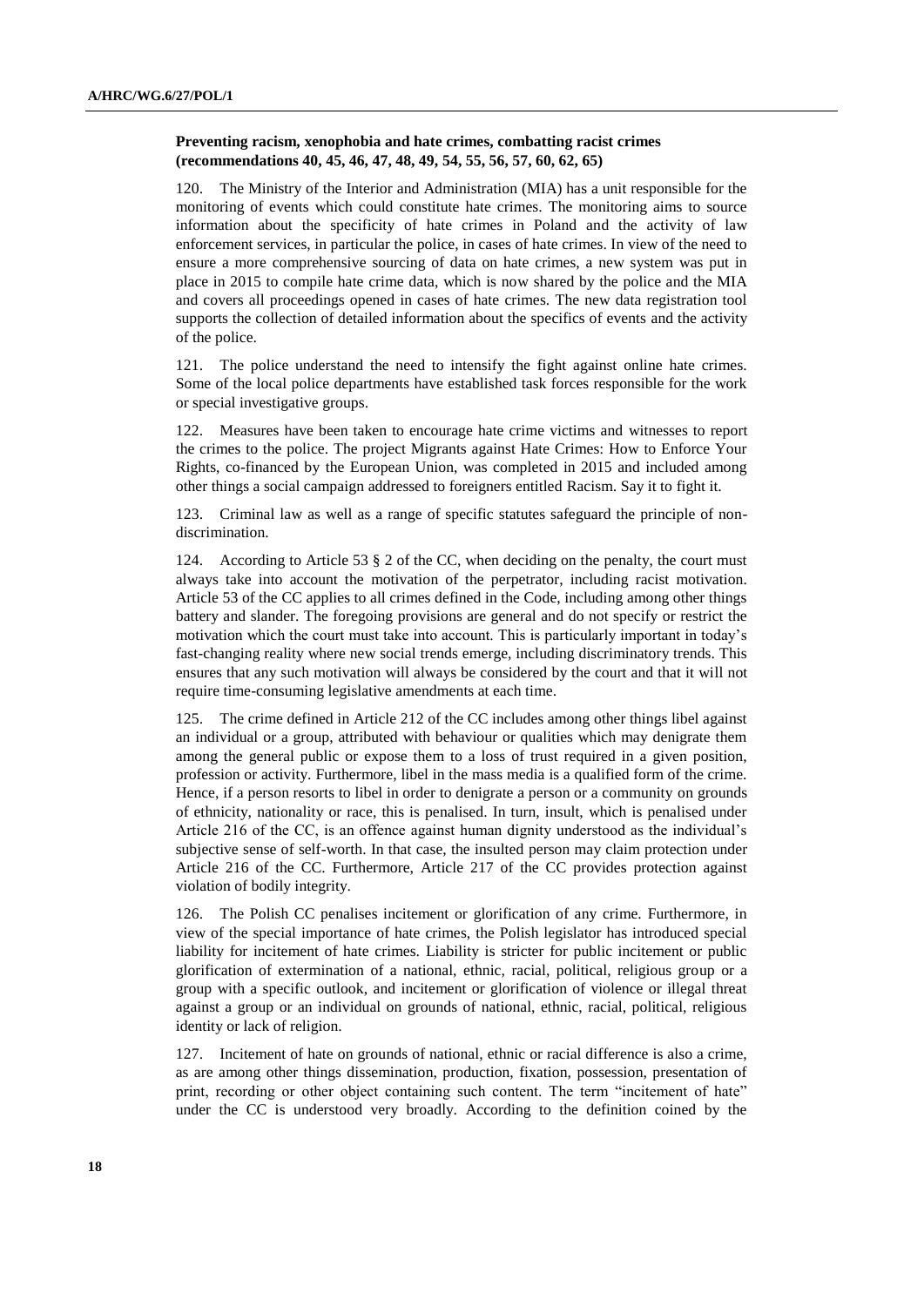**Preventing racism, xenophobia and hate crimes, combatting racist crimes (recommendations 40, 45, 46, 47, 48, 49, 54, 55, 56, 57, 60, 62, 65)**

120. The Ministry of the Interior and Administration (MIA) has a unit responsible for the monitoring of events which could constitute hate crimes. The monitoring aims to source information about the specificity of hate crimes in Poland and the activity of law enforcement services, in particular the police, in cases of hate crimes. In view of the need to ensure a more comprehensive sourcing of data on hate crimes, a new system was put in place in 2015 to compile hate crime data, which is now shared by the police and the MIA and covers all proceedings opened in cases of hate crimes. The new data registration tool supports the collection of detailed information about the specifics of events and the activity of the police.

121. The police understand the need to intensify the fight against online hate crimes. Some of the local police departments have established task forces responsible for the work or special investigative groups.

122. Measures have been taken to encourage hate crime victims and witnesses to report the crimes to the police. The project Migrants against Hate Crimes: How to Enforce Your Rights, co-financed by the European Union, was completed in 2015 and included among other things a social campaign addressed to foreigners entitled Racism. Say it to fight it.

123. Criminal law as well as a range of specific statutes safeguard the principle of non-discrimination.

124. According to Article 53 § 2 of the CC, when deciding on the penalty, the court must always take into account the motivation of the perpetrator, including racist motivation. Article 53 of the CC applies to all crimes defined in the Code, including among other things battery and slander. The foregoing provisions are general and do not specify or restrict the motivation which the court must take into account. This is particularly important in today's fast-changing reality where new social trends emerge, including discriminatory trends. This ensures that any such motivation will always be considered by the court and that it will not require time-consuming legislative amendments at each time.

125. The crime defined in Article 212 of the CC includes among other things libel against an individual or a group, attributed with behaviour or qualities which may denigrate them among the general public or expose them to a loss of trust required in a given position, profession or activity. Furthermore, libel in the mass media is a qualified form of the crime. Hence, if a person resorts to libel in order to denigrate a person or a community on grounds of ethnicity, nationality or race, this is penalised. In turn, insult, which is penalised under Article 216 of the CC, is an offence against human dignity understood as the individual's subjective sense of self-worth. In that case, the insulted person may claim protection under Article 216 of the CC. Furthermore, Article 217 of the CC provides protection against violation of bodily integrity.

126. The Polish CC penalises incitement or glorification of any crime. Furthermore, in view of the special importance of hate crimes, the Polish legislator has introduced special liability for incitement of hate crimes. Liability is stricter for public incitement or public glorification of extermination of a national, ethnic, racial, political, religious group or a group with a specific outlook, and incitement or glorification of violence or illegal threat against a group or an individual on grounds of national, ethnic, racial, political, religious identity or lack of religion.

127. Incitement of hate on grounds of national, ethnic or racial difference is also a crime, as are among other things dissemination, production, fixation, possession, presentation of print, recording or other object containing such content. The term "incitement of hate" under the CC is understood very broadly. According to the definition coined by the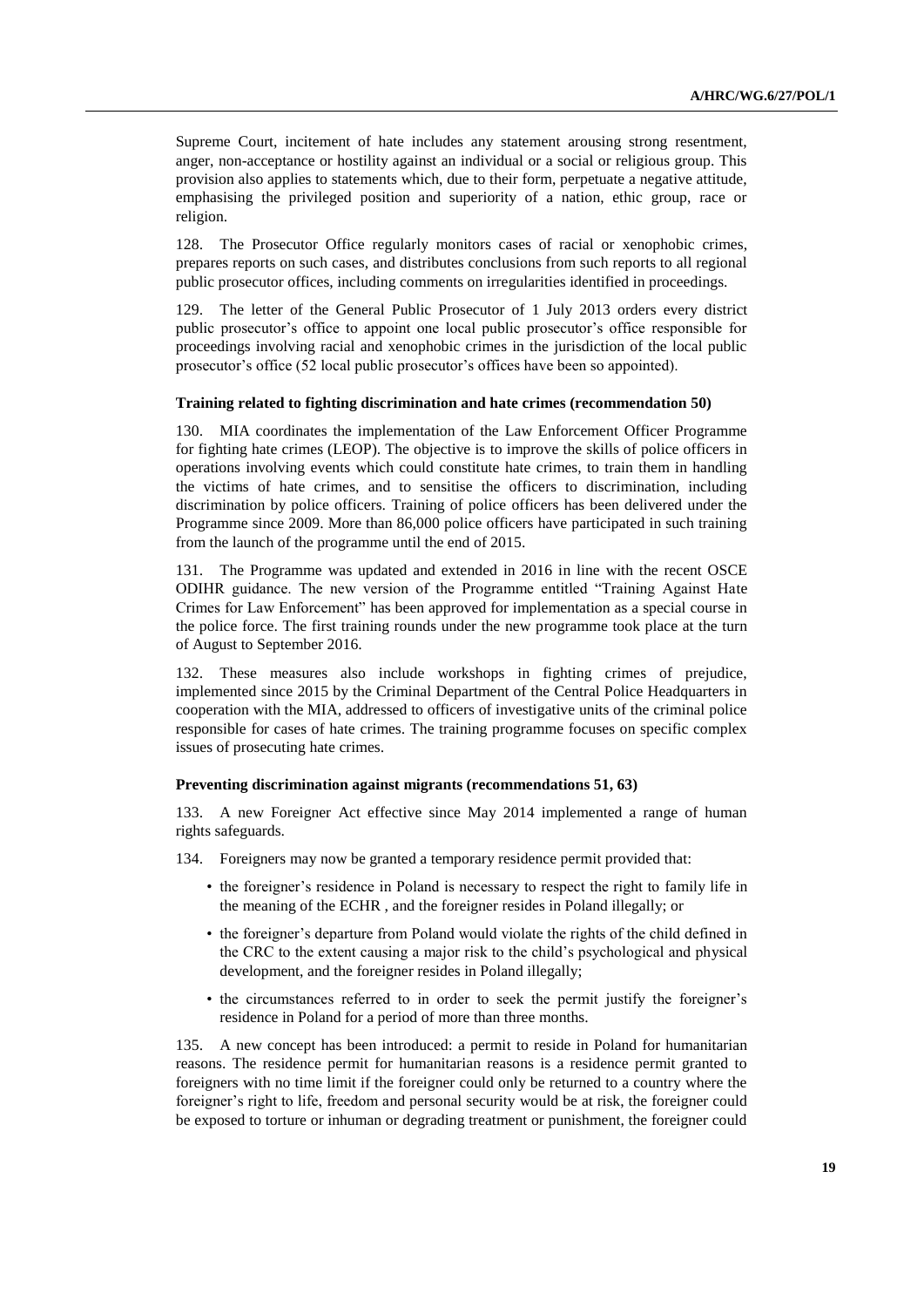Supreme Court, incitement of hate includes any statement arousing strong resentment, anger, non-acceptance or hostility against an individual or a social or religious group. This provision also applies to statements which, due to their form, perpetuate a negative attitude, emphasising the privileged position and superiority of a nation, ethic group, race or religion.

128. The Prosecutor Office regularly monitors cases of racial or xenophobic crimes, prepares reports on such cases, and distributes conclusions from such reports to all regional public prosecutor offices, including comments on irregularities identified in proceedings.

129. The letter of the General Public Prosecutor of 1 July 2013 orders every district public prosecutor's office to appoint one local public prosecutor's office responsible for proceedings involving racial and xenophobic crimes in the jurisdiction of the local public prosecutor's office (52 local public prosecutor's offices have been so appointed).

**Training related to fighting discrimination and hate crimes (recommendation 50)**

130. MIA coordinates the implementation of the Law Enforcement Officer Programme for fighting hate crimes (LEOP). The objective is to improve the skills of police officers in operations involving events which could constitute hate crimes, to train them in handling the victims of hate crimes, and to sensitise the officers to discrimination, including discrimination by police officers. Training of police officers has been delivered under the Programme since 2009. More than 86,000 police officers have participated in such training from the launch of the programme until the end of 2015.

131. The Programme was updated and extended in 2016 in line with the recent OSCE ODIHR guidance. The new version of the Programme entitled "Training Against Hate Crimes for Law Enforcement" has been approved for implementation as a special course in the police force. The first training rounds under the new programme took place at the turn of August to September 2016.

132. These measures also include workshops in fighting crimes of prejudice, implemented since 2015 by the Criminal Department of the Central Police Headquarters in cooperation with the MIA, addressed to officers of investigative units of the criminal police responsible for cases of hate crimes. The training programme focuses on specific complex issues of prosecuting hate crimes.

**Preventing discrimination against migrants (recommendations 51, 63)**

133. A new Foreigner Act effective since May 2014 implemented a range of human rights safeguards.

134. Foreigners may now be granted a temporary residence permit provided that:

- the foreigner's residence in Poland is necessary to respect the right to family life in the meaning of the ECHR , and the foreigner resides in Poland illegally; or
- the foreigner's departure from Poland would violate the rights of the child defined in the CRC to the extent causing a major risk to the child's psychological and physical development, and the foreigner resides in Poland illegally;
- the circumstances referred to in order to seek the permit justify the foreigner's residence in Poland for a period of more than three months.

135. A new concept has been introduced: a permit to reside in Poland for humanitarian reasons. The residence permit for humanitarian reasons is a residence permit granted to foreigners with no time limit if the foreigner could only be returned to a country where the foreigner's right to life, freedom and personal security would be at risk, the foreigner could be exposed to torture or inhuman or degrading treatment or punishment, the foreigner could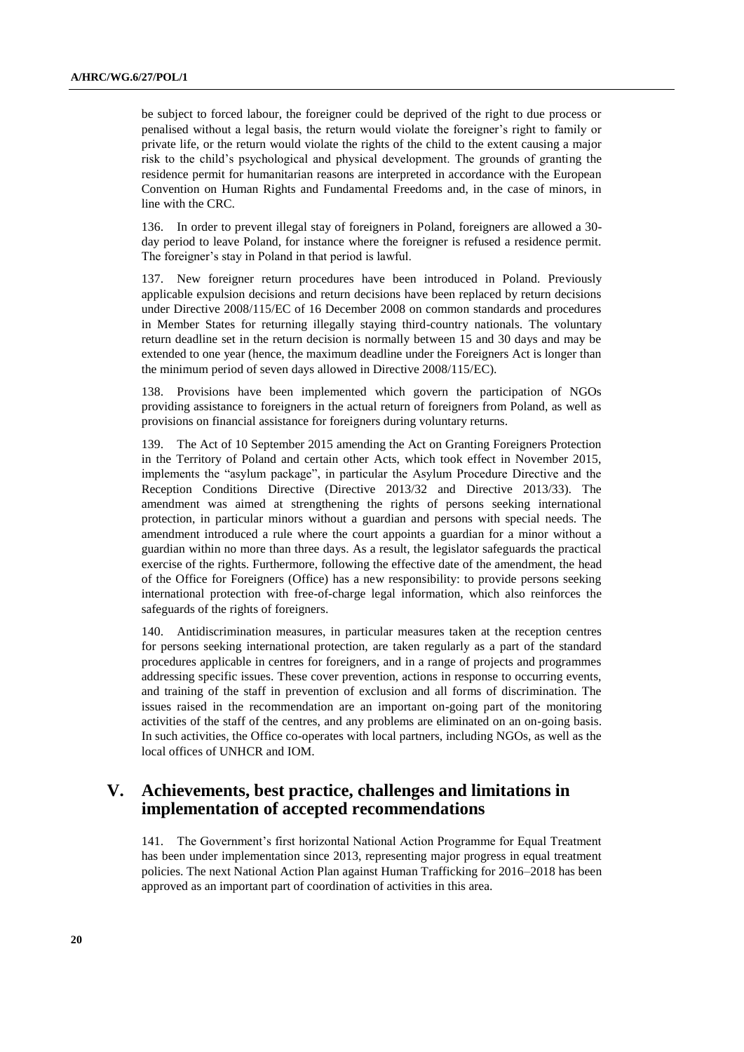be subject to forced labour, the foreigner could be deprived of the right to due process or penalised without a legal basis, the return would violate the foreigner's right to family or private life, or the return would violate the rights of the child to the extent causing a major risk to the child's psychological and physical development. The grounds of granting the residence permit for humanitarian reasons are interpreted in accordance with the European Convention on Human Rights and Fundamental Freedoms and, in the case of minors, in line with the CRC.

136. In order to prevent illegal stay of foreigners in Poland, foreigners are allowed a 30-day period to leave Poland, for instance where the foreigner is refused a residence permit. The foreigner's stay in Poland in that period is lawful.

137. New foreigner return procedures have been introduced in Poland. Previously applicable expulsion decisions and return decisions have been replaced by return decisions under Directive 2008/115/EC of 16 December 2008 on common standards and procedures in Member States for returning illegally staying third-country nationals. The voluntary return deadline set in the return decision is normally between 15 and 30 days and may be extended to one year (hence, the maximum deadline under the Foreigners Act is longer than the minimum period of seven days allowed in Directive 2008/115/EC).

138. Provisions have been implemented which govern the participation of NGOs providing assistance to foreigners in the actual return of foreigners from Poland, as well as provisions on financial assistance for foreigners during voluntary returns.

139. The Act of 10 September 2015 amending the Act on Granting Foreigners Protection in the Territory of Poland and certain other Acts, which took effect in November 2015, implements the "asylum package", in particular the Asylum Procedure Directive and the Reception Conditions Directive (Directive 2013/32 and Directive 2013/33). The amendment was aimed at strengthening the rights of persons seeking international protection, in particular minors without a guardian and persons with special needs. The amendment introduced a rule where the court appoints a guardian for a minor without a guardian within no more than three days. As a result, the legislator safeguards the practical exercise of the rights. Furthermore, following the effective date of the amendment, the head of the Office for Foreigners (Office) has a new responsibility: to provide persons seeking international protection with free-of-charge legal information, which also reinforces the safeguards of the rights of foreigners.

140. Antidiscrimination measures, in particular measures taken at the reception centres for persons seeking international protection, are taken regularly as a part of the standard procedures applicable in centres for foreigners, and in a range of projects and programmes addressing specific issues. These cover prevention, actions in response to occurring events, and training of the staff in prevention of exclusion and all forms of discrimination. The issues raised in the recommendation are an important on-going part of the monitoring activities of the staff of the centres, and any problems are eliminated on an on-going basis. In such activities, the Office co-operates with local partners, including NGOs, as well as the local offices of UNHCR and IOM.

## V. Achievements, best practice, challenges and limitations in implementation of accepted recommendations

141. The Government's first horizontal National Action Programme for Equal Treatment has been under implementation since 2013, representing major progress in equal treatment policies. The next National Action Plan against Human Trafficking for 2016–2018 has been approved as an important part of coordination of activities in this area.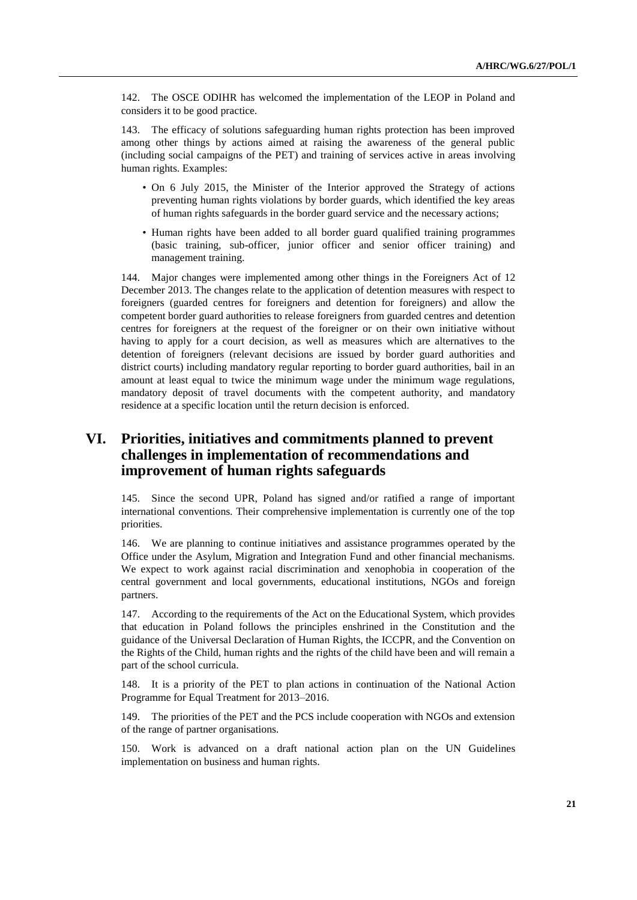142. The OSCE ODIHR has welcomed the implementation of the LEOP in Poland and considers it to be good practice.

143. The efficacy of solutions safeguarding human rights protection has been improved among other things by actions aimed at raising the awareness of the general public (including social campaigns of the PET) and training of services active in areas involving human rights. Examples:

- On 6 July 2015, the Minister of the Interior approved the Strategy of actions preventing human rights violations by border guards, which identified the key areas of human rights safeguards in the border guard service and the necessary actions;
- Human rights have been added to all border guard qualified training programmes (basic training, sub-officer, junior officer and senior officer training) and management training.

144. Major changes were implemented among other things in the Foreigners Act of 12 December 2013. The changes relate to the application of detention measures with respect to foreigners (guarded centres for foreigners and detention for foreigners) and allow the competent border guard authorities to release foreigners from guarded centres and detention centres for foreigners at the request of the foreigner or on their own initiative without having to apply for a court decision, as well as measures which are alternatives to the detention of foreigners (relevant decisions are issued by border guard authorities and district courts) including mandatory regular reporting to border guard authorities, bail in an amount at least equal to twice the minimum wage under the minimum wage regulations, mandatory deposit of travel documents with the competent authority, and mandatory residence at a specific location until the return decision is enforced.

## VI. Priorities, initiatives and commitments planned to prevent challenges in implementation of recommendations and improvement of human rights safeguards

145. Since the second UPR, Poland has signed and/or ratified a range of important international conventions. Their comprehensive implementation is currently one of the top priorities.

146. We are planning to continue initiatives and assistance programmes operated by the Office under the Asylum, Migration and Integration Fund and other financial mechanisms. We expect to work against racial discrimination and xenophobia in cooperation of the central government and local governments, educational institutions, NGOs and foreign partners.

147. According to the requirements of the Act on the Educational System, which provides that education in Poland follows the principles enshrined in the Constitution and the guidance of the Universal Declaration of Human Rights, the ICCPR, and the Convention on the Rights of the Child, human rights and the rights of the child have been and will remain a part of the school curricula.

148. It is a priority of the PET to plan actions in continuation of the National Action Programme for Equal Treatment for 2013–2016.

149. The priorities of the PET and the PCS include cooperation with NGOs and extension of the range of partner organisations.

150. Work is advanced on a draft national action plan on the UN Guidelines implementation on business and human rights.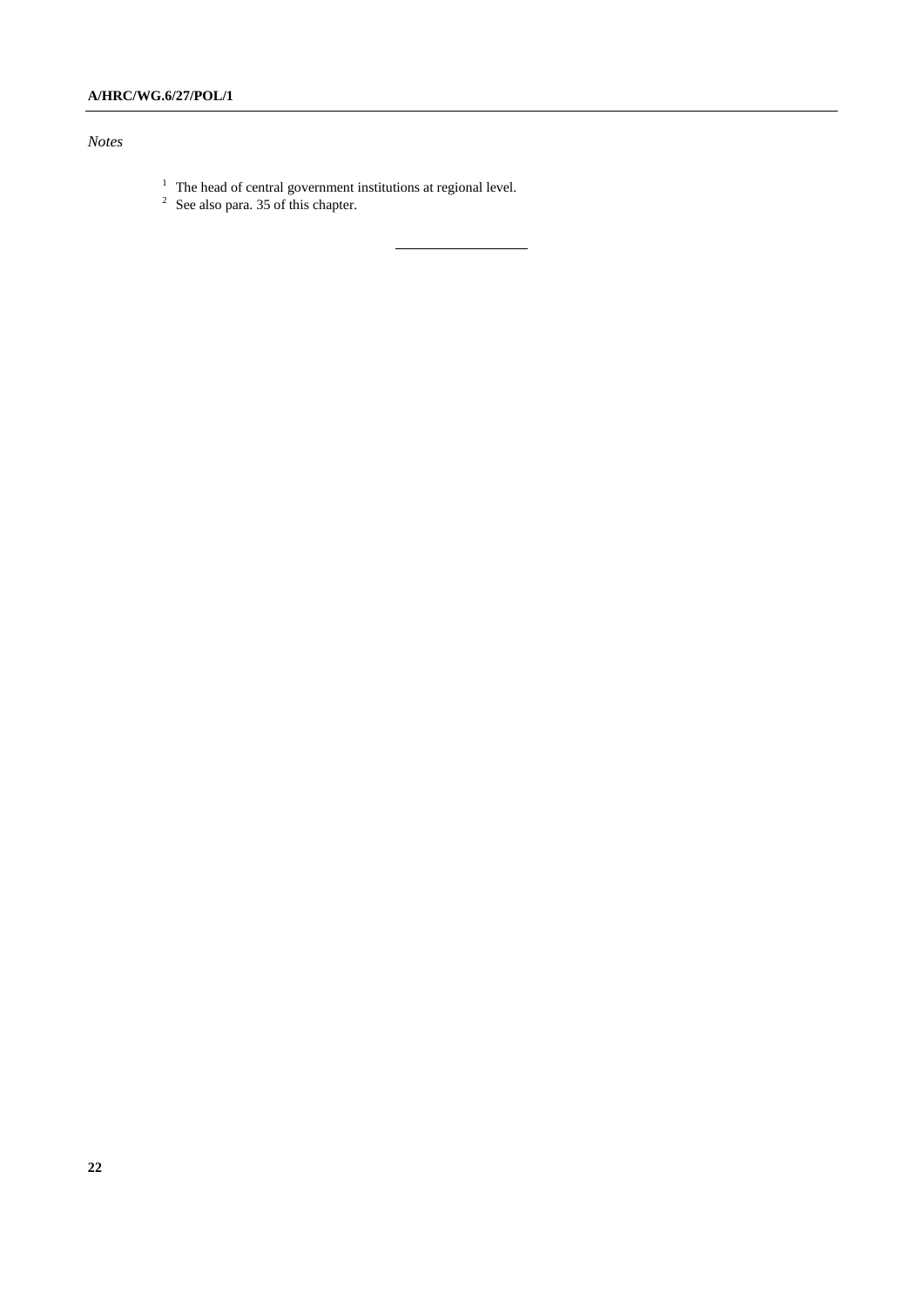*Notes*

[1] The head of central government institutions at regional level.

[2] See also para. 35 of this chapter.